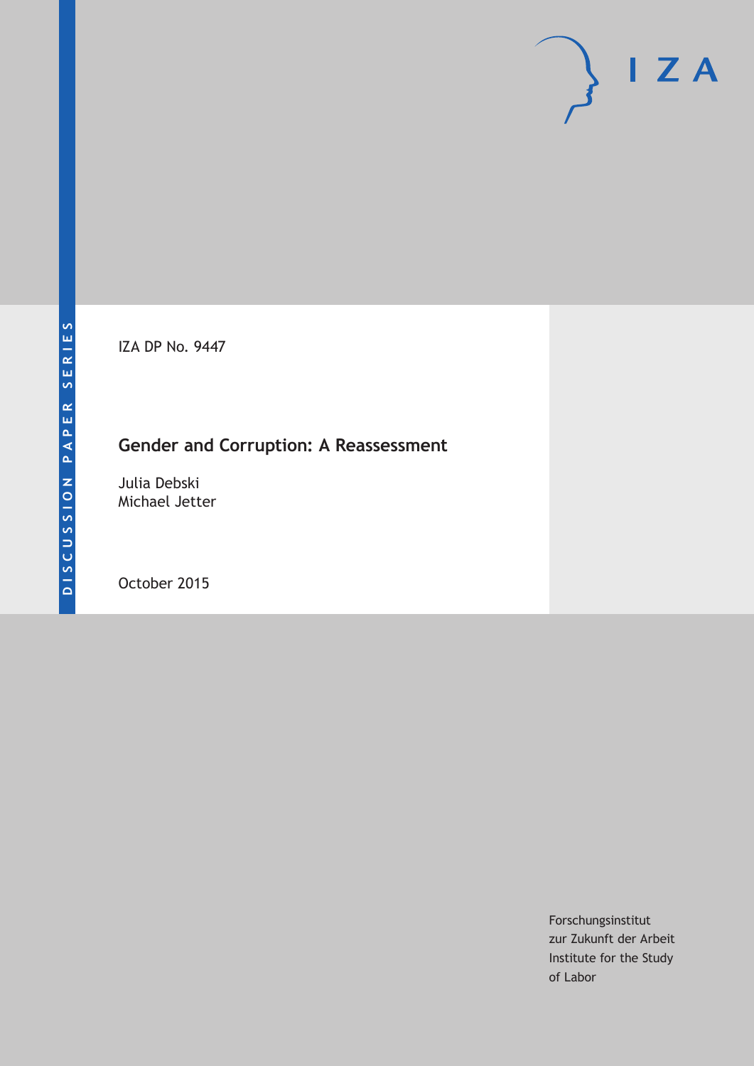IZA

DISCUSSION PAPER SERIES

IZA DP No. 9447

# Gender and Corruption: A Reassessment

Julia Debski
Michael Jetter

October 2015

Forschungsinstitut
zur Zukunft der Arbeit
Institute for the Study
of Labor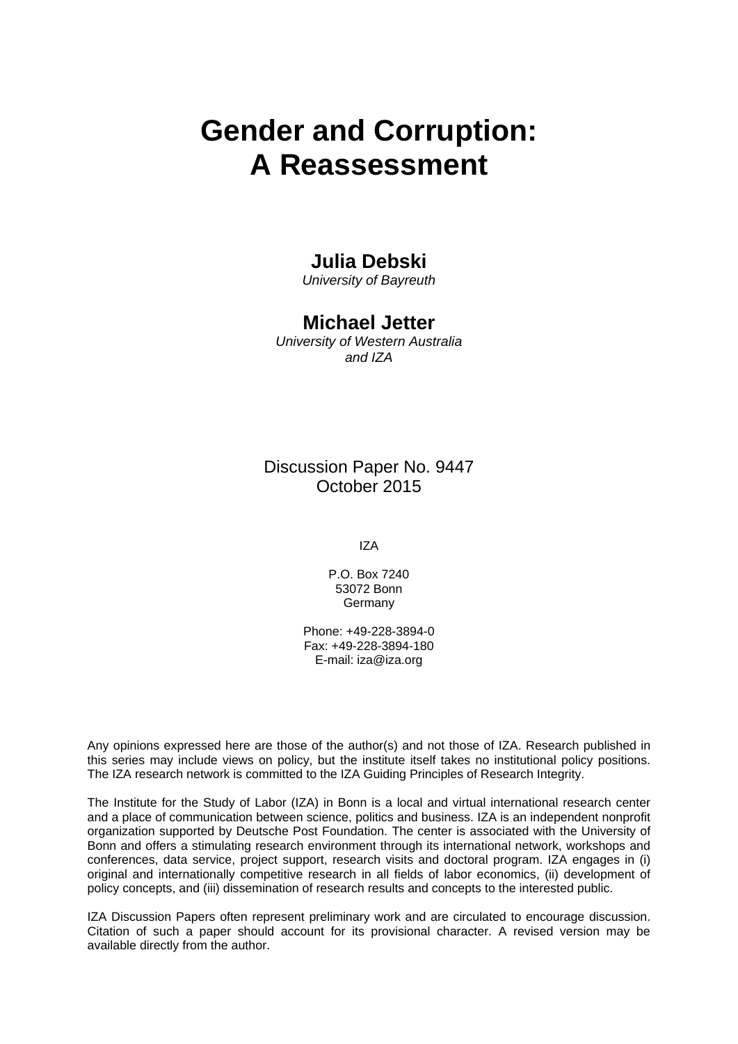# Gender and Corruption: A Reassessment

**Julia Debski**
*University of Bayreuth*

**Michael Jetter**
*University of Western Australia and IZA*

Discussion Paper No. 9447
October 2015

IZA

P.O. Box 7240
53072 Bonn
Germany

Phone: +49-228-3894-0
Fax: +49-228-3894-180
E-mail: iza@iza.org

Any opinions expressed here are those of the author(s) and not those of IZA. Research published in this series may include views on policy, but the institute itself takes no institutional policy positions. The IZA research network is committed to the IZA Guiding Principles of Research Integrity.

The Institute for the Study of Labor (IZA) in Bonn is a local and virtual international research center and a place of communication between science, politics and business. IZA is an independent nonprofit organization supported by Deutsche Post Foundation. The center is associated with the University of Bonn and offers a stimulating research environment through its international network, workshops and conferences, data service, project support, research visits and doctoral program. IZA engages in (i) original and internationally competitive research in all fields of labor economics, (ii) development of policy concepts, and (iii) dissemination of research results and concepts to the interested public.

IZA Discussion Papers often represent preliminary work and are circulated to encourage discussion. Citation of such a paper should account for its provisional character. A revised version may be available directly from the author.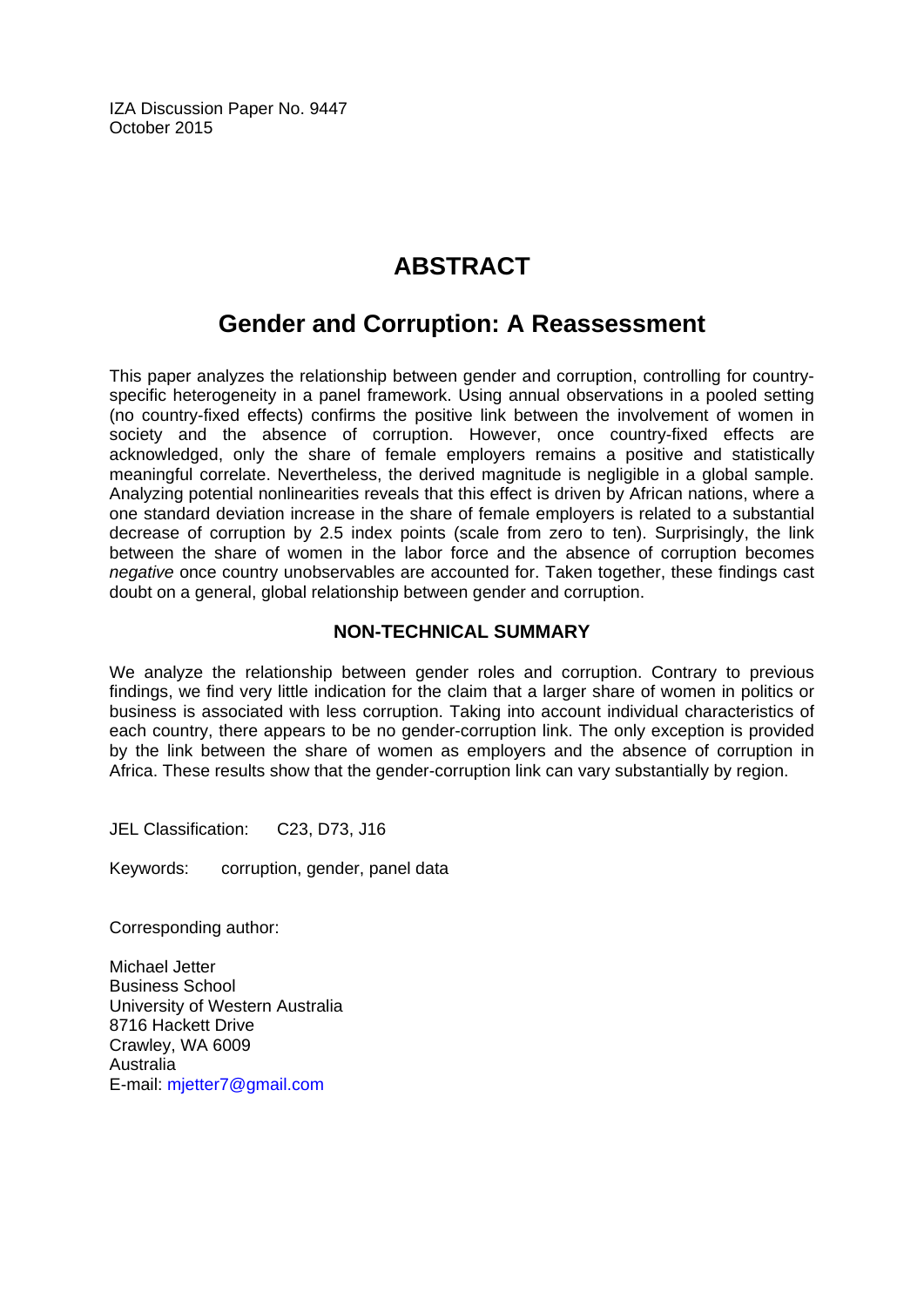IZA Discussion Paper No. 9447
October 2015

# ABSTRACT

## Gender and Corruption: A Reassessment

This paper analyzes the relationship between gender and corruption, controlling for country-specific heterogeneity in a panel framework. Using annual observations in a pooled setting (no country-fixed effects) confirms the positive link between the involvement of women in society and the absence of corruption. However, once country-fixed effects are acknowledged, only the share of female employers remains a positive and statistically meaningful correlate. Nevertheless, the derived magnitude is negligible in a global sample. Analyzing potential nonlinearities reveals that this effect is driven by African nations, where a one standard deviation increase in the share of female employers is related to a substantial decrease of corruption by 2.5 index points (scale from zero to ten). Surprisingly, the link between the share of women in the labor force and the absence of corruption becomes *negative* once country unobservables are accounted for. Taken together, these findings cast doubt on a general, global relationship between gender and corruption.

### NON-TECHNICAL SUMMARY

We analyze the relationship between gender roles and corruption. Contrary to previous findings, we find very little indication for the claim that a larger share of women in politics or business is associated with less corruption. Taking into account individual characteristics of each country, there appears to be no gender-corruption link. The only exception is provided by the link between the share of women as employers and the absence of corruption in Africa. These results show that the gender-corruption link can vary substantially by region.

JEL Classification: C23, D73, J16

Keywords: corruption, gender, panel data

Corresponding author:

Michael Jetter
Business School
University of Western Australia
8716 Hackett Drive
Crawley, WA 6009
Australia
E-mail: mjetter7@gmail.com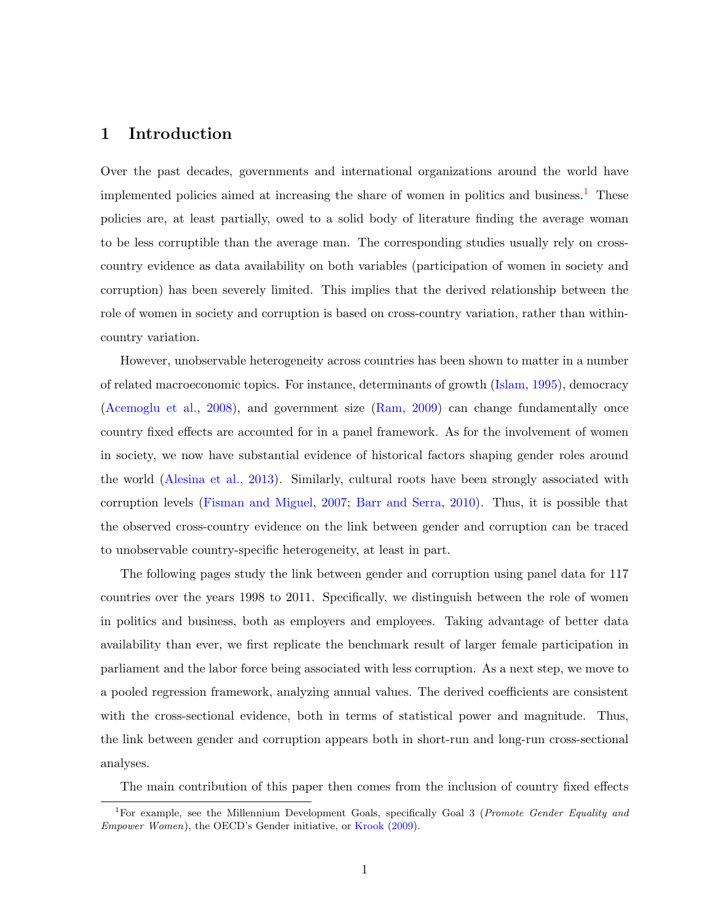# 1 Introduction

Over the past decades, governments and international organizations around the world have implemented policies aimed at increasing the share of women in politics and business.[1] These policies are, at least partially, owed to a solid body of literature finding the average woman to be less corruptible than the average man. The corresponding studies usually rely on cross-country evidence as data availability on both variables (participation of women in society and corruption) has been severely limited. This implies that the derived relationship between the role of women in society and corruption is based on cross-country variation, rather than within-country variation.

However, unobservable heterogeneity across countries has been shown to matter in a number of related macroeconomic topics. For instance, determinants of growth (Islam, 1995), democracy (Acemoglu et al., 2008), and government size (Ram, 2009) can change fundamentally once country fixed effects are accounted for in a panel framework. As for the involvement of women in society, we now have substantial evidence of historical factors shaping gender roles around the world (Alesina et al., 2013). Similarly, cultural roots have been strongly associated with corruption levels (Fisman and Miguel, 2007; Barr and Serra, 2010). Thus, it is possible that the observed cross-country evidence on the link between gender and corruption can be traced to unobservable country-specific heterogeneity, at least in part.

The following pages study the link between gender and corruption using panel data for 117 countries over the years 1998 to 2011. Specifically, we distinguish between the role of women in politics and business, both as employers and employees. Taking advantage of better data availability than ever, we first replicate the benchmark result of larger female participation in parliament and the labor force being associated with less corruption. As a next step, we move to a pooled regression framework, analyzing annual values. The derived coefficients are consistent with the cross-sectional evidence, both in terms of statistical power and magnitude. Thus, the link between gender and corruption appears both in short-run and long-run cross-sectional analyses.

The main contribution of this paper then comes from the inclusion of country fixed effects

[1] For example, see the Millennium Development Goals, specifically Goal 3 (*Promote Gender Equality and Empower Women*), the OECD's Gender initiative, or Krook (2009).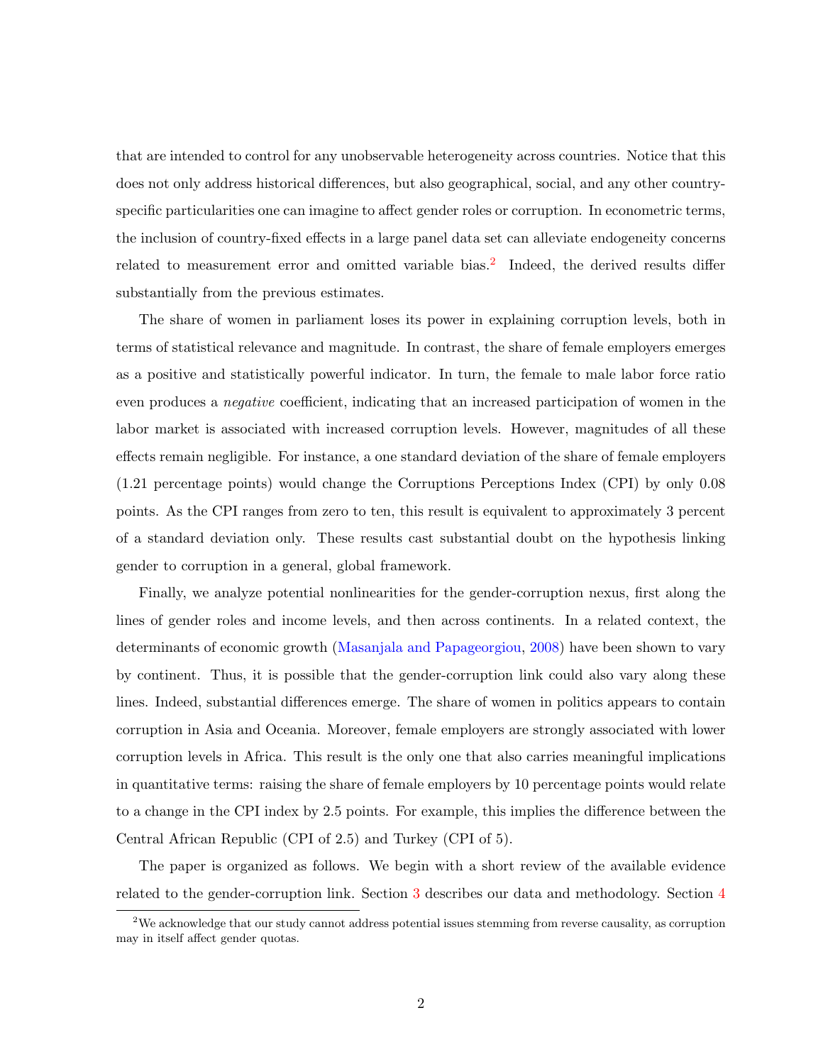that are intended to control for any unobservable heterogeneity across countries. Notice that this does not only address historical differences, but also geographical, social, and any other country-specific particularities one can imagine to affect gender roles or corruption. In econometric terms, the inclusion of country-fixed effects in a large panel data set can alleviate endogeneity concerns related to measurement error and omitted variable bias.[2] Indeed, the derived results differ substantially from the previous estimates.

The share of women in parliament loses its power in explaining corruption levels, both in terms of statistical relevance and magnitude. In contrast, the share of female employers emerges as a positive and statistically powerful indicator. In turn, the female to male labor force ratio even produces a *negative* coefficient, indicating that an increased participation of women in the labor market is associated with increased corruption levels. However, magnitudes of all these effects remain negligible. For instance, a one standard deviation of the share of female employers (1.21 percentage points) would change the Corruptions Perceptions Index (CPI) by only 0.08 points. As the CPI ranges from zero to ten, this result is equivalent to approximately 3 percent of a standard deviation only. These results cast substantial doubt on the hypothesis linking gender to corruption in a general, global framework.

Finally, we analyze potential nonlinearities for the gender-corruption nexus, first along the lines of gender roles and income levels, and then across continents. In a related context, the determinants of economic growth (Masanjala and Papageorgiou, 2008) have been shown to vary by continent. Thus, it is possible that the gender-corruption link could also vary along these lines. Indeed, substantial differences emerge. The share of women in politics appears to contain corruption in Asia and Oceania. Moreover, female employers are strongly associated with lower corruption levels in Africa. This result is the only one that also carries meaningful implications in quantitative terms: raising the share of female employers by 10 percentage points would relate to a change in the CPI index by 2.5 points. For example, this implies the difference between the Central African Republic (CPI of 2.5) and Turkey (CPI of 5).

The paper is organized as follows. We begin with a short review of the available evidence related to the gender-corruption link. Section 3 describes our data and methodology. Section 4

[2] We acknowledge that our study cannot address potential issues stemming from reverse causality, as corruption may in itself affect gender quotas.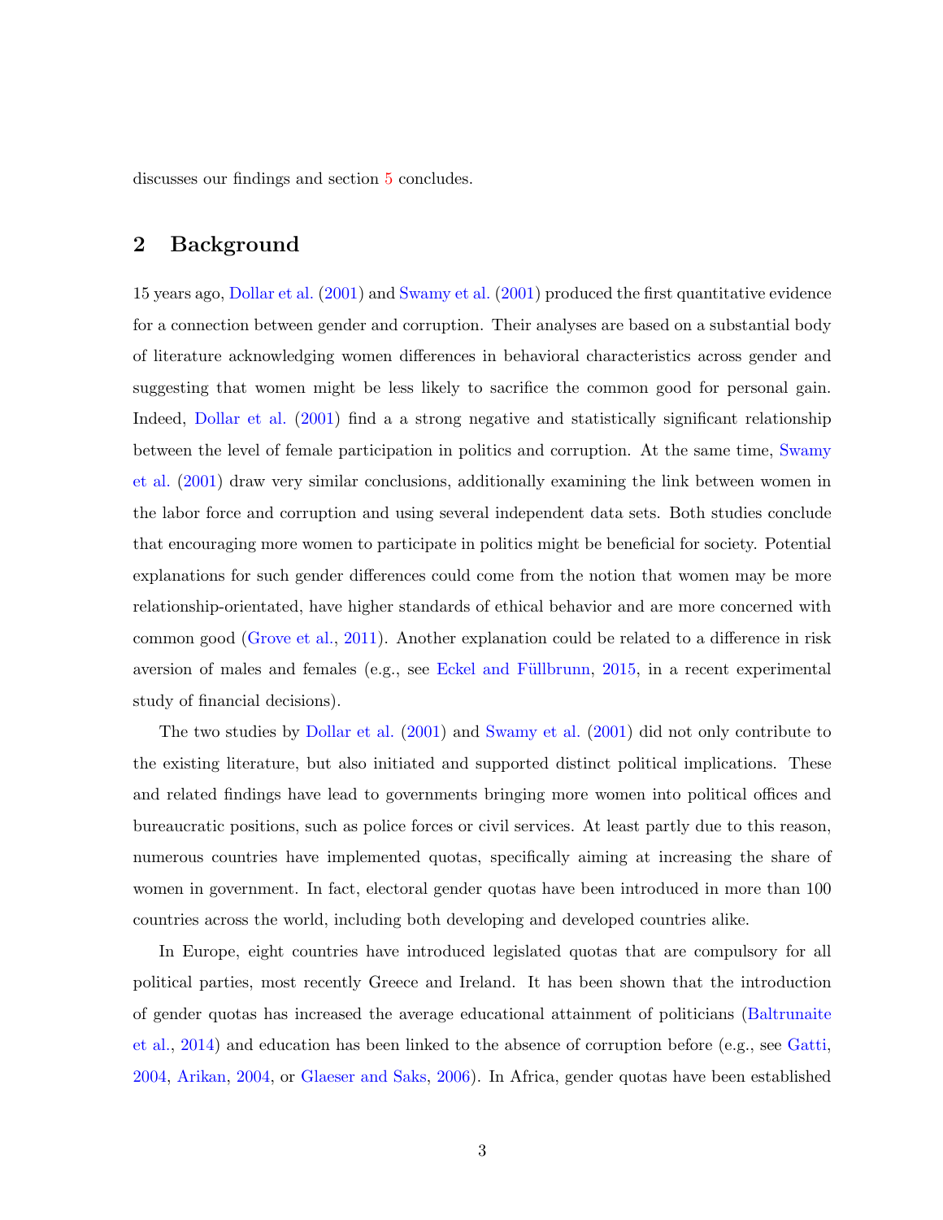discusses our findings and section 5 concludes.

## 2 Background

15 years ago, Dollar et al. (2001) and Swamy et al. (2001) produced the first quantitative evidence for a connection between gender and corruption. Their analyses are based on a substantial body of literature acknowledging women differences in behavioral characteristics across gender and suggesting that women might be less likely to sacrifice the common good for personal gain. Indeed, Dollar et al. (2001) find a a strong negative and statistically significant relationship between the level of female participation in politics and corruption. At the same time, Swamy et al. (2001) draw very similar conclusions, additionally examining the link between women in the labor force and corruption and using several independent data sets. Both studies conclude that encouraging more women to participate in politics might be beneficial for society. Potential explanations for such gender differences could come from the notion that women may be more relationship-orientated, have higher standards of ethical behavior and are more concerned with common good (Grove et al., 2011). Another explanation could be related to a difference in risk aversion of males and females (e.g., see Eckel and Füllbrunn, 2015, in a recent experimental study of financial decisions).

The two studies by Dollar et al. (2001) and Swamy et al. (2001) did not only contribute to the existing literature, but also initiated and supported distinct political implications. These and related findings have lead to governments bringing more women into political offices and bureaucratic positions, such as police forces or civil services. At least partly due to this reason, numerous countries have implemented quotas, specifically aiming at increasing the share of women in government. In fact, electoral gender quotas have been introduced in more than 100 countries across the world, including both developing and developed countries alike.

In Europe, eight countries have introduced legislated quotas that are compulsory for all political parties, most recently Greece and Ireland. It has been shown that the introduction of gender quotas has increased the average educational attainment of politicians (Baltrunaite et al., 2014) and education has been linked to the absence of corruption before (e.g., see Gatti, 2004, Arikan, 2004, or Glaeser and Saks, 2006). In Africa, gender quotas have been established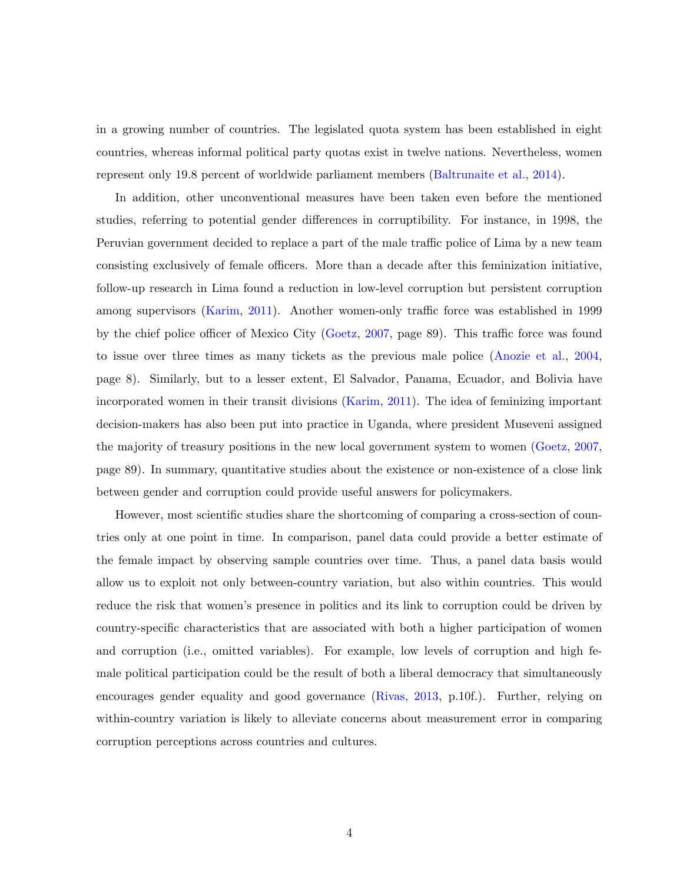in a growing number of countries. The legislated quota system has been established in eight countries, whereas informal political party quotas exist in twelve nations. Nevertheless, women represent only 19.8 percent of worldwide parliament members (Baltrunaite et al., 2014).

In addition, other unconventional measures have been taken even before the mentioned studies, referring to potential gender differences in corruptibility. For instance, in 1998, the Peruvian government decided to replace a part of the male traffic police of Lima by a new team consisting exclusively of female officers. More than a decade after this feminization initiative, follow-up research in Lima found a reduction in low-level corruption but persistent corruption among supervisors (Karim, 2011). Another women-only traffic force was established in 1999 by the chief police officer of Mexico City (Goetz, 2007, page 89). This traffic force was found to issue over three times as many tickets as the previous male police (Anozie et al., 2004, page 8). Similarly, but to a lesser extent, El Salvador, Panama, Ecuador, and Bolivia have incorporated women in their transit divisions (Karim, 2011). The idea of feminizing important decision-makers has also been put into practice in Uganda, where president Museveni assigned the majority of treasury positions in the new local government system to women (Goetz, 2007, page 89). In summary, quantitative studies about the existence or non-existence of a close link between gender and corruption could provide useful answers for policymakers.

However, most scientific studies share the shortcoming of comparing a cross-section of countries only at one point in time. In comparison, panel data could provide a better estimate of the female impact by observing sample countries over time. Thus, a panel data basis would allow us to exploit not only between-country variation, but also within countries. This would reduce the risk that women's presence in politics and its link to corruption could be driven by country-specific characteristics that are associated with both a higher participation of women and corruption (i.e., omitted variables). For example, low levels of corruption and high female political participation could be the result of both a liberal democracy that simultaneously encourages gender equality and good governance (Rivas, 2013, p.10f.). Further, relying on within-country variation is likely to alleviate concerns about measurement error in comparing corruption perceptions across countries and cultures.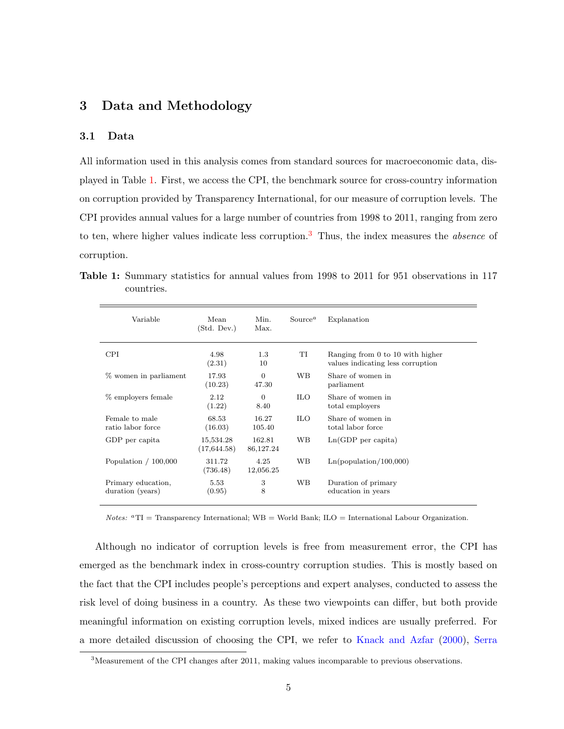## 3 Data and Methodology

### 3.1 Data

All information used in this analysis comes from standard sources for macroeconomic data, displayed in Table 1. First, we access the CPI, the benchmark source for cross-country information on corruption provided by Transparency International, for our measure of corruption levels. The CPI provides annual values for a large number of countries from 1998 to 2011, ranging from zero to ten, where higher values indicate less corruption.[3] Thus, the index measures the *absence* of corruption.

**Table 1:** Summary statistics for annual values from 1998 to 2011 for 951 observations in 117 countries.

| Variable | Mean (Std. Dev.) | Min. Max. | Source[a] | Explanation |
|---|---|---|---|---|
| CPI | 4.98 (2.31) | 1.3 10 | TI | Ranging from 0 to 10 with higher values indicating less corruption |
| % women in parliament | 17.93 (10.23) | 0 47.30 | WB | Share of women in parliament |
| % employers female | 2.12 (1.22) | 0 8.40 | ILO | Share of women in total employers |
| Female to male ratio labor force | 68.53 (16.03) | 16.27 105.40 | ILO | Share of women in total labor force |
| GDP per capita | 15,534.28 (17,644.58) | 162.81 86,127.24 | WB | Ln(GDP per capita) |
| Population / 100,000 | 311.72 (736.48) | 4.25 12,056.25 | WB | Ln(population/100,000) |
| Primary education, duration (years) | 5.53 (0.95) | 3 8 | WB | Duration of primary education in years |

*Notes:* [a]TI = Transparency International; WB = World Bank; ILO = International Labour Organization.

Although no indicator of corruption levels is free from measurement error, the CPI has emerged as the benchmark index in cross-country corruption studies. This is mostly based on the fact that the CPI includes people's perceptions and expert analyses, conducted to assess the risk level of doing business in a country. As these two viewpoints can differ, but both provide meaningful information on existing corruption levels, mixed indices are usually preferred. For a more detailed discussion of choosing the CPI, we refer to Knack and Azfar (2000), Serra

[3]Measurement of the CPI changes after 2011, making values incomparable to previous observations.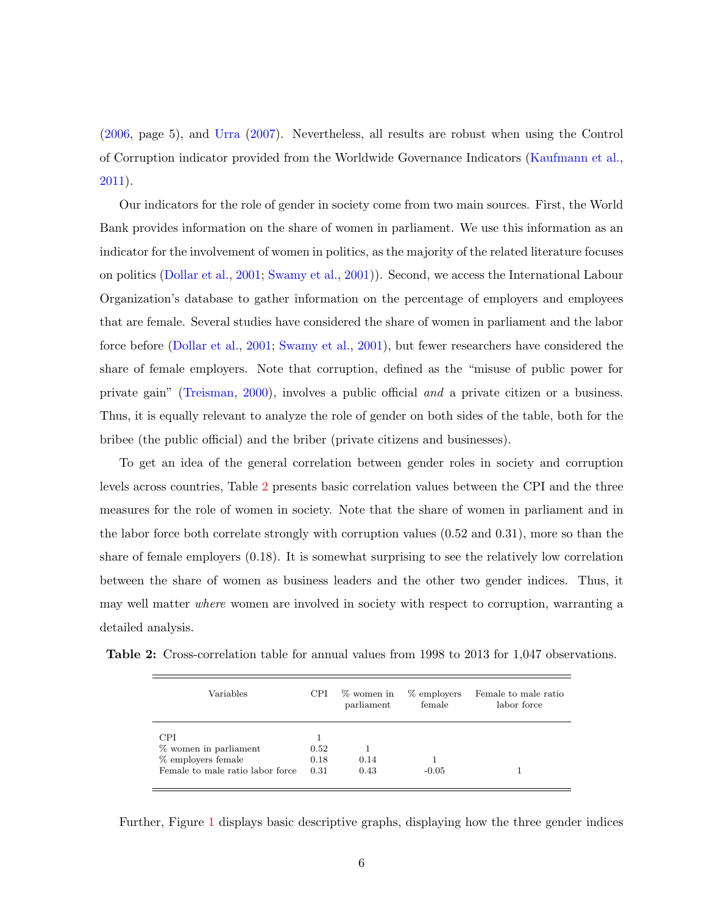(2006, page 5), and Urra (2007). Nevertheless, all results are robust when using the Control of Corruption indicator provided from the Worldwide Governance Indicators (Kaufmann et al., 2011).

Our indicators for the role of gender in society come from two main sources. First, the World Bank provides information on the share of women in parliament. We use this information as an indicator for the involvement of women in politics, as the majority of the related literature focuses on politics (Dollar et al., 2001; Swamy et al., 2001)). Second, we access the International Labour Organization's database to gather information on the percentage of employers and employees that are female. Several studies have considered the share of women in parliament and the labor force before (Dollar et al., 2001; Swamy et al., 2001), but fewer researchers have considered the share of female employers. Note that corruption, defined as the "misuse of public power for private gain" (Treisman, 2000), involves a public official *and* a private citizen or a business. Thus, it is equally relevant to analyze the role of gender on both sides of the table, both for the bribee (the public official) and the briber (private citizens and businesses).

To get an idea of the general correlation between gender roles in society and corruption levels across countries, Table 2 presents basic correlation values between the CPI and the three measures for the role of women in society. Note that the share of women in parliament and in the labor force both correlate strongly with corruption values (0.52 and 0.31), more so than the share of female employers (0.18). It is somewhat surprising to see the relatively low correlation between the share of women as business leaders and the other two gender indices. Thus, it may well matter *where* women are involved in society with respect to corruption, warranting a detailed analysis.

**Table 2:** Cross-correlation table for annual values from 1998 to 2013 for 1,047 observations.

| Variables | CPI | % women in parliament | % employers female | Female to male ratio labor force |
|---|---|---|---|---|
| CPI | 1 | | | |
| % women in parliament | 0.52 | 1 | | |
| % employers female | 0.18 | 0.14 | 1 | |
| Female to male ratio labor force | 0.31 | 0.43 | -0.05 | 1 |

Further, Figure 1 displays basic descriptive graphs, displaying how the three gender indices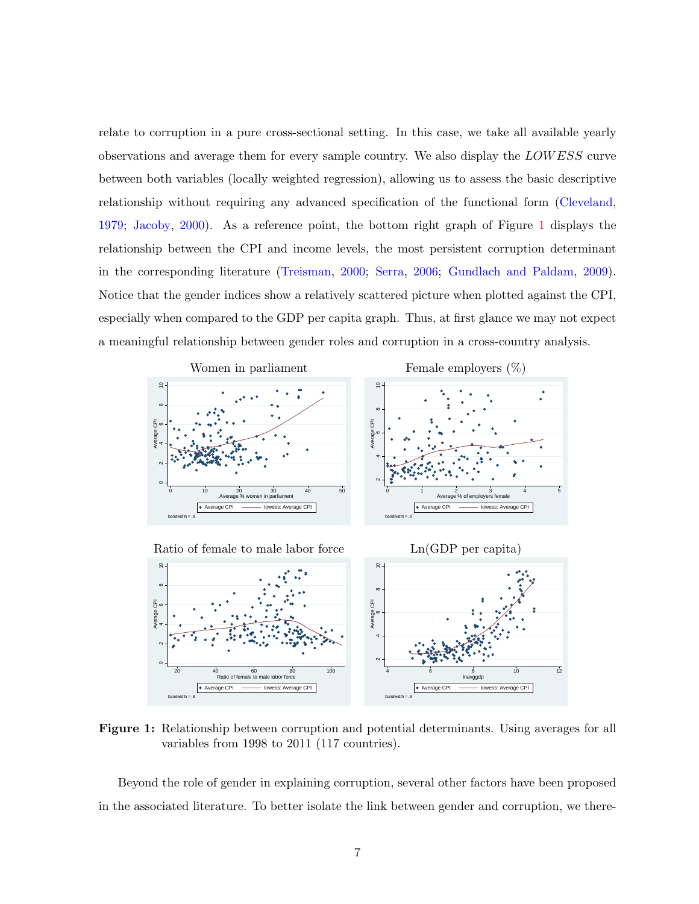relate to corruption in a pure cross-sectional setting. In this case, we take all available yearly observations and average them for every sample country. We also display the *LOWESS* curve between both variables (locally weighted regression), allowing us to assess the basic descriptive relationship without requiring any advanced specification of the functional form (Cleveland, 1979; Jacoby, 2000). As a reference point, the bottom right graph of Figure 1 displays the relationship between the CPI and income levels, the most persistent corruption determinant in the corresponding literature (Treisman, 2000; Serra, 2006; Gundlach and Paldam, 2009). Notice that the gender indices show a relatively scattered picture when plotted against the CPI, especially when compared to the GDP per capita graph. Thus, at first glance we may not expect a meaningful relationship between gender roles and corruption in a cross-country analysis.

**Figure 1:** Relationship between corruption and potential determinants. Using averages for all variables from 1998 to 2011 (117 countries).

Beyond the role of gender in explaining corruption, several other factors have been proposed in the associated literature. To better isolate the link between gender and corruption, we there-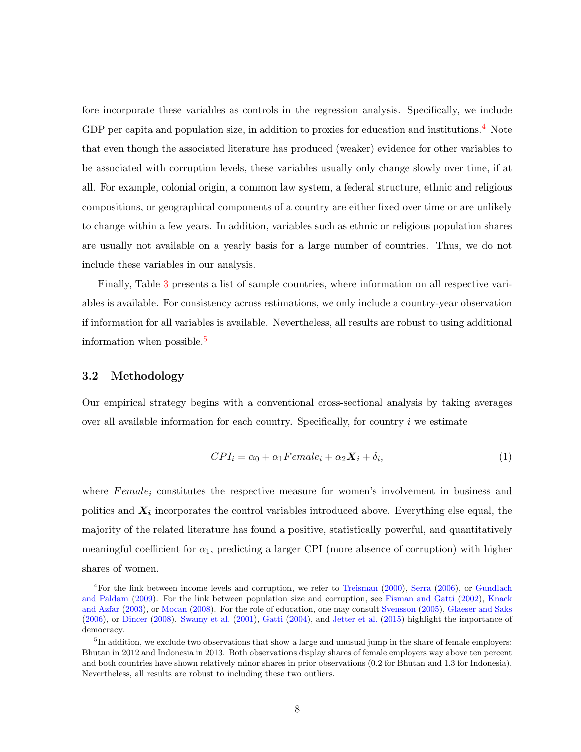fore incorporate these variables as controls in the regression analysis. Specifically, we include GDP per capita and population size, in addition to proxies for education and institutions.[4] Note that even though the associated literature has produced (weaker) evidence for other variables to be associated with corruption levels, these variables usually only change slowly over time, if at all. For example, colonial origin, a common law system, a federal structure, ethnic and religious compositions, or geographical components of a country are either fixed over time or are unlikely to change within a few years. In addition, variables such as ethnic or religious population shares are usually not available on a yearly basis for a large number of countries. Thus, we do not include these variables in our analysis.

Finally, Table 3 presents a list of sample countries, where information on all respective variables is available. For consistency across estimations, we only include a country-year observation if information for all variables is available. Nevertheless, all results are robust to using additional information when possible.[5]

### 3.2 Methodology

Our empirical strategy begins with a conventional cross-sectional analysis by taking averages over all available information for each country. Specifically, for country $i$ we estimate

$$CPI_i = \alpha_0 + \alpha_1 Female_i + \alpha_2 \boldsymbol{X}_i + \delta_i, \tag{1}$$

where $Female_i$ constitutes the respective measure for women's involvement in business and politics and $\boldsymbol{X_i}$ incorporates the control variables introduced above. Everything else equal, the majority of the related literature has found a positive, statistically powerful, and quantitatively meaningful coefficient for $\alpha_1$, predicting a larger CPI (more absence of corruption) with higher shares of women.

[4]For the link between income levels and corruption, we refer to Treisman (2000), Serra (2006), or Gundlach and Paldam (2009). For the link between population size and corruption, see Fisman and Gatti (2002), Knack and Azfar (2003), or Mocan (2008). For the role of education, one may consult Svensson (2005), Glaeser and Saks (2006), or Dincer (2008). Swamy et al. (2001), Gatti (2004), and Jetter et al. (2015) highlight the importance of democracy.

[5]In addition, we exclude two observations that show a large and unusual jump in the share of female employers: Bhutan in 2012 and Indonesia in 2013. Both observations display shares of female employers way above ten percent and both countries have shown relatively minor shares in prior observations (0.2 for Bhutan and 1.3 for Indonesia). Nevertheless, all results are robust to including these two outliers.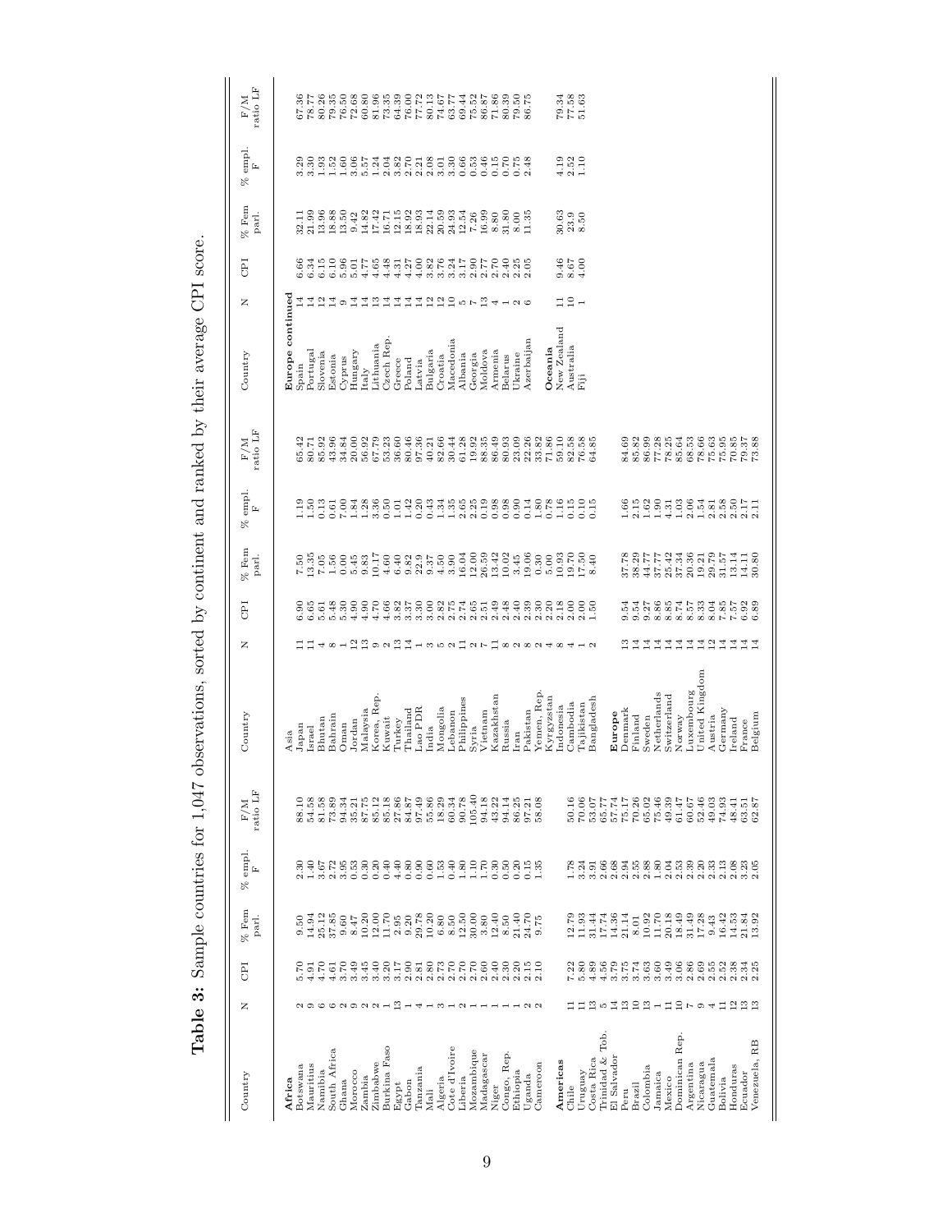**Table 3:** Sample countries for 1,047 observations, sorted by continent and ranked by their average CPI score.

| Country | N | CPI | % Fem parl. | % empl. F | F/M ratio LF |
|---|---|---|---|---|---|
| **Africa** | | | | | |
| Botswana | 2 | 5.70 | 9.50 | 2.30 | 88.10 |
| Mauritius | 9 | 4.91 | 14.94 | 1.40 | 54.58 |
| Namibia | 6 | 4.70 | 25.12 | 3.67 | 81.58 |
| South Africa | 6 | 4.61 | 37.85 | 2.72 | 73.89 |
| Ghana | 2 | 3.70 | 9.60 | 3.95 | 94.34 |
| Morocco | 9 | 3.49 | 8.47 | 0.53 | 35.21 |
| Zambia | 2 | 3.45 | 10.20 | 0.30 | 87.75 |
| Zimbabwe | 2 | 3.40 | 12.00 | 0.20 | 85.12 |
| Burkina Faso | 1 | 3.20 | 11.70 | 0.40 | 85.18 |
| Egypt | 13 | 3.17 | 2.95 | 4.40 | 27.86 |
| Gabon | 1 | 2.90 | 9.20 | 0.80 | 84.87 |
| Tanzania | 4 | 2.81 | 29.78 | 0.90 | 97.49 |
| Mali | 1 | 2.80 | 10.20 | 0.60 | 55.86 |
| Algeria | 3 | 2.73 | 6.80 | 1.53 | 18.29 |
| Cote d'Ivoire | 1 | 2.70 | 8.50 | 0.40 | 60.34 |
| Liberia | 2 | 2.70 | 12.50 | 1.80 | 90.78 |
| Mozambique | 1 | 2.70 | 30.00 | 1.10 | 105.40 |
| Madagascar | 1 | 2.60 | 3.80 | 1.70 | 94.18 |
| Niger | 1 | 2.40 | 12.40 | 0.30 | 43.22 |
| Congo, Rep. | 1 | 2.30 | 8.50 | 0.50 | 94.14 |
| Ethiopia | 1 | 2.30 | 21.40 | 0.30 | 86.25 |
| Uganda | 2 | 2.15 | 24.70 | 0.15 | 97.21 |
| Cameroon | 2 | 2.10 | 9.75 | 1.35 | 58.08 |
| **Americas** | | | | | |
| Chile | 11 | 7.22 | 12.79 | 1.78 | 50.16 |
| Uruguay | 11 | 5.80 | 11.93 | 3.24 | 70.06 |
| Costa Rica | 13 | 4.89 | 31.44 | 3.91 | 53.07 |
| Trinidad & Tob. | 5 | 4.56 | 17.74 | 2.66 | 65.77 |
| El Salvador | 14 | 3.79 | 14.36 | 2.68 | 57.74 |
| Peru | 13 | 3.75 | 21.14 | 2.94 | 75.17 |
| Brazil | 10 | 3.74 | 8.01 | 2.55 | 70.26 |
| Colombia | 13 | 3.63 | 10.92 | 2.88 | 65.02 |
| Jamaica | 1 | 3.60 | 11.70 | 1.80 | 75.46 |
| Mexico | 11 | 3.49 | 20.18 | 2.04 | 49.39 |
| Dominican Rep. | 10 | 3.06 | 18.49 | 2.53 | 61.47 |
| Argentina | 7 | 2.86 | 31.49 | 2.39 | 60.67 |
| Nicaragua | 9 | 2.69 | 17.28 | 2.20 | 52.46 |
| Guatemala | 4 | 2.55 | 9.43 | 2.33 | 49.03 |
| Bolivia | 11 | 2.52 | 16.42 | 2.13 | 74.93 |
| Honduras | 12 | 2.38 | 14.53 | 2.08 | 48.41 |
| Ecuador | 13 | 2.34 | 21.84 | 3.23 | 63.51 |
| Venezuela, RB | 13 | 2.25 | 13.92 | 2.05 | 62.87 |
| **Asia** | | | | | |
| Japan | 11 | 6.90 | 7.50 | 1.19 | 65.42 |
| Israel | 11 | 6.65 | 13.35 | 1.50 | 80.71 |
| Bhutan | 4 | 5.61 | 7.05 | 0.13 | 85.92 |
| Bahrain | 8 | 5.48 | 1.56 | 0.61 | 43.96 |
| Oman | 1 | 5.30 | 0.00 | 7.00 | 34.84 |
| Jordan | 12 | 4.90 | 5.45 | 1.84 | 20.00 |
| Malaysia | 13 | 4.90 | 9.83 | 1.28 | 56.92 |
| Korea, Rep. | 9 | 4.70 | 10.17 | 3.36 | 67.79 |
| Kuwait | 2 | 4.66 | 4.60 | 0.50 | 53.23 |
| Turkey | 13 | 3.82 | 6.40 | 1.01 | 36.60 |
| Thailand | 14 | 3.37 | 9.82 | 1.42 | 80.46 |
| Lao PDR | 1 | 3.30 | 22.9 | 0.20 | 97.36 |
| India | 3 | 3.00 | 9.37 | 0.43 | 40.21 |
| Mongolia | 5 | 2.82 | 4.50 | 1.34 | 82.66 |
| Lebanon | 2 | 2.75 | 3.90 | 1.35 | 30.44 |
| Philippines | 11 | 2.74 | 16.04 | 2.65 | 61.28 |
| Syria | 2 | 2.65 | 12.00 | 2.25 | 19.92 |
| Vietnam | 7 | 2.51 | 26.59 | 0.19 | 88.35 |
| Kazakhstan | 11 | 2.49 | 13.42 | 0.98 | 86.49 |
| Russia | 8 | 2.48 | 10.02 | 0.98 | 80.93 |
| Iran | 2 | 2.40 | 3.45 | 0.90 | 23.09 |
| Pakistan | 8 | 2.39 | 19.06 | 0.14 | 22.26 |
| Yemen, Rep. | 2 | 2.30 | 0.30 | 1.80 | 33.82 |
| Kyrgyzstan | 4 | 2.20 | 5.00 | 0.78 | 71.86 |
| Indonesia | 8 | 2.18 | 10.93 | 1.16 | 59.10 |
| Cambodia | 4 | 2.00 | 19.70 | 0.15 | 82.58 |
| Tajikistan | 1 | 2.00 | 17.50 | 0.10 | 76.58 |
| Bangladesh | 2 | 1.50 | 8.40 | 0.15 | 64.85 |
| **Europe** | | | | | |
| Denmark | 13 | 9.54 | 37.78 | 1.66 | 84.69 |
| Finland | 14 | 9.54 | 38.29 | 2.15 | 85.82 |
| Sweden | 14 | 9.27 | 44.77 | 1.62 | 86.99 |
| Netherlands | 14 | 8.86 | 37.77 | 1.90 | 77.28 |
| Switzerland | 14 | 8.85 | 25.42 | 4.31 | 78.25 |
| Norway | 14 | 8.74 | 37.34 | 1.03 | 85.64 |
| Luxembourg | 14 | 8.57 | 20.36 | 2.06 | 68.53 |
| United Kingdom | 14 | 8.33 | 19.21 | 1.54 | 78.66 |
| Austria | 12 | 8.04 | 29.79 | 2.81 | 75.63 |
| Germany | 14 | 7.85 | 31.57 | 2.58 | 75.95 |
| Ireland | 14 | 7.57 | 13.14 | 2.50 | 70.85 |
| France | 14 | 6.92 | 14.11 | 2.17 | 79.37 |
| Belgium | 14 | 6.89 | 30.80 | 2.11 | 73.88 |
| **Europe continued** | | | | | |
| Spain | 14 | 6.66 | 32.11 | 3.29 | 67.36 |
| Portugal | 14 | 6.34 | 21.99 | 3.30 | 78.77 |
| Slovenia | 12 | 6.15 | 13.96 | 1.93 | 80.26 |
| Estonia | 14 | 6.10 | 18.88 | 1.52 | 79.35 |
| Cyprus | 9 | 5.96 | 13.50 | 1.60 | 76.50 |
| Hungary | 14 | 5.01 | 9.42 | 3.06 | 72.68 |
| Italy | 14 | 4.77 | 14.82 | 5.57 | 60.80 |
| Lithuania | 13 | 4.65 | 17.42 | 1.24 | 81.96 |
| Czech Rep. | 14 | 4.48 | 16.71 | 2.04 | 73.35 |
| Greece | 14 | 4.31 | 12.15 | 3.82 | 64.39 |
| Poland | 14 | 4.27 | 18.92 | 2.70 | 76.00 |
| Latvia | 14 | 4.00 | 18.93 | 2.21 | 77.72 |
| Bulgaria | 12 | 3.82 | 22.14 | 2.08 | 80.13 |
| Croatia | 12 | 3.76 | 20.59 | 3.01 | 74.67 |
| Macedonia | 10 | 3.24 | 24.93 | 3.30 | 63.77 |
| Albania | 5 | 3.17 | 12.54 | 0.66 | 69.44 |
| Georgia | 7 | 2.90 | 7.26 | 0.53 | 75.52 |
| Moldova | 13 | 2.77 | 16.99 | 0.46 | 86.87 |
| Armenia | 4 | 2.70 | 8.80 | 0.15 | 71.86 |
| Belarus | 1 | 2.40 | 31.80 | 0.70 | 80.39 |
| Ukraine | 2 | 2.25 | 8.00 | 0.75 | 79.50 |
| Azerbaijan | 6 | 2.05 | 11.35 | 2.48 | 86.75 |
| **Oceania** | | | | | |
| New Zealand | 11 | 9.46 | 30.63 | 4.19 | 79.34 |
| Australia | 10 | 8.67 | 23.9 | 2.52 | 77.58 |
| Fiji | 1 | 4.00 | 8.50 | 1.10 | 51.63 |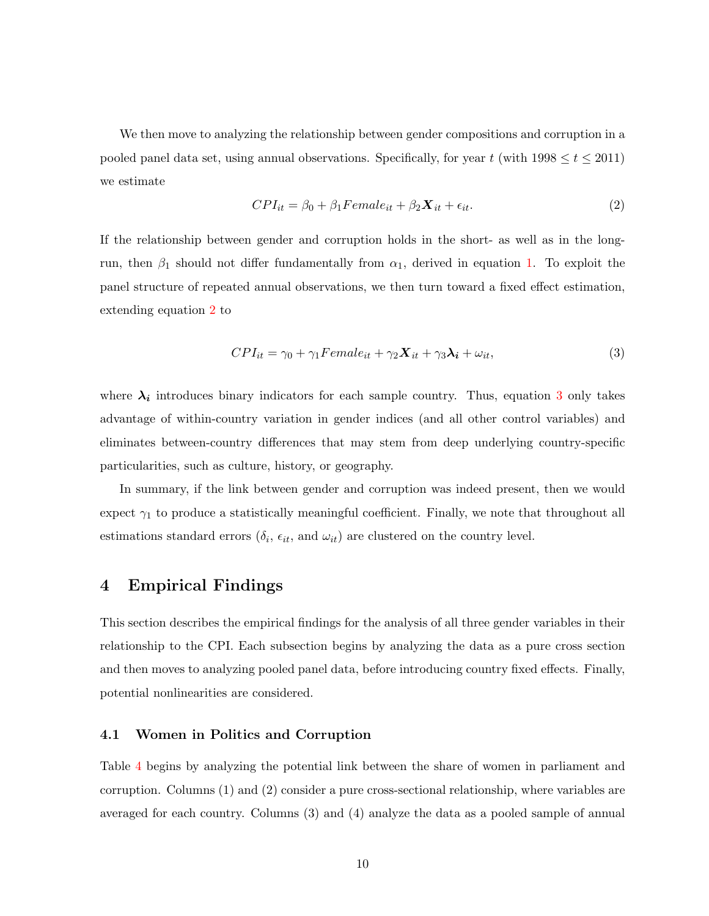We then move to analyzing the relationship between gender compositions and corruption in a pooled panel data set, using annual observations. Specifically, for year $t$ (with $1998 \leq t \leq 2011$) we estimate

$$CPI_{it} = \beta_0 + \beta_1 Female_{it} + \beta_2 \boldsymbol{X}_{it} + \epsilon_{it}. \tag{2}$$

If the relationship between gender and corruption holds in the short- as well as in the long-run, then $\beta_1$ should not differ fundamentally from $\alpha_1$, derived in equation 1. To exploit the panel structure of repeated annual observations, we then turn toward a fixed effect estimation, extending equation 2 to

$$CPI_{it} = \gamma_0 + \gamma_1 Female_{it} + \gamma_2 \boldsymbol{X}_{it} + \gamma_3 \boldsymbol{\lambda_i} + \omega_{it}, \tag{3}$$

where $\boldsymbol{\lambda_i}$ introduces binary indicators for each sample country. Thus, equation 3 only takes advantage of within-country variation in gender indices (and all other control variables) and eliminates between-country differences that may stem from deep underlying country-specific particularities, such as culture, history, or geography.

In summary, if the link between gender and corruption was indeed present, then we would expect $\gamma_1$ to produce a statistically meaningful coefficient. Finally, we note that throughout all estimations standard errors ($\delta_i$, $\epsilon_{it}$, and $\omega_{it}$) are clustered on the country level.

# 4 Empirical Findings

This section describes the empirical findings for the analysis of all three gender variables in their relationship to the CPI. Each subsection begins by analyzing the data as a pure cross section and then moves to analyzing pooled panel data, before introducing country fixed effects. Finally, potential nonlinearities are considered.

## 4.1 Women in Politics and Corruption

Table 4 begins by analyzing the potential link between the share of women in parliament and corruption. Columns (1) and (2) consider a pure cross-sectional relationship, where variables are averaged for each country. Columns (3) and (4) analyze the data as a pooled sample of annual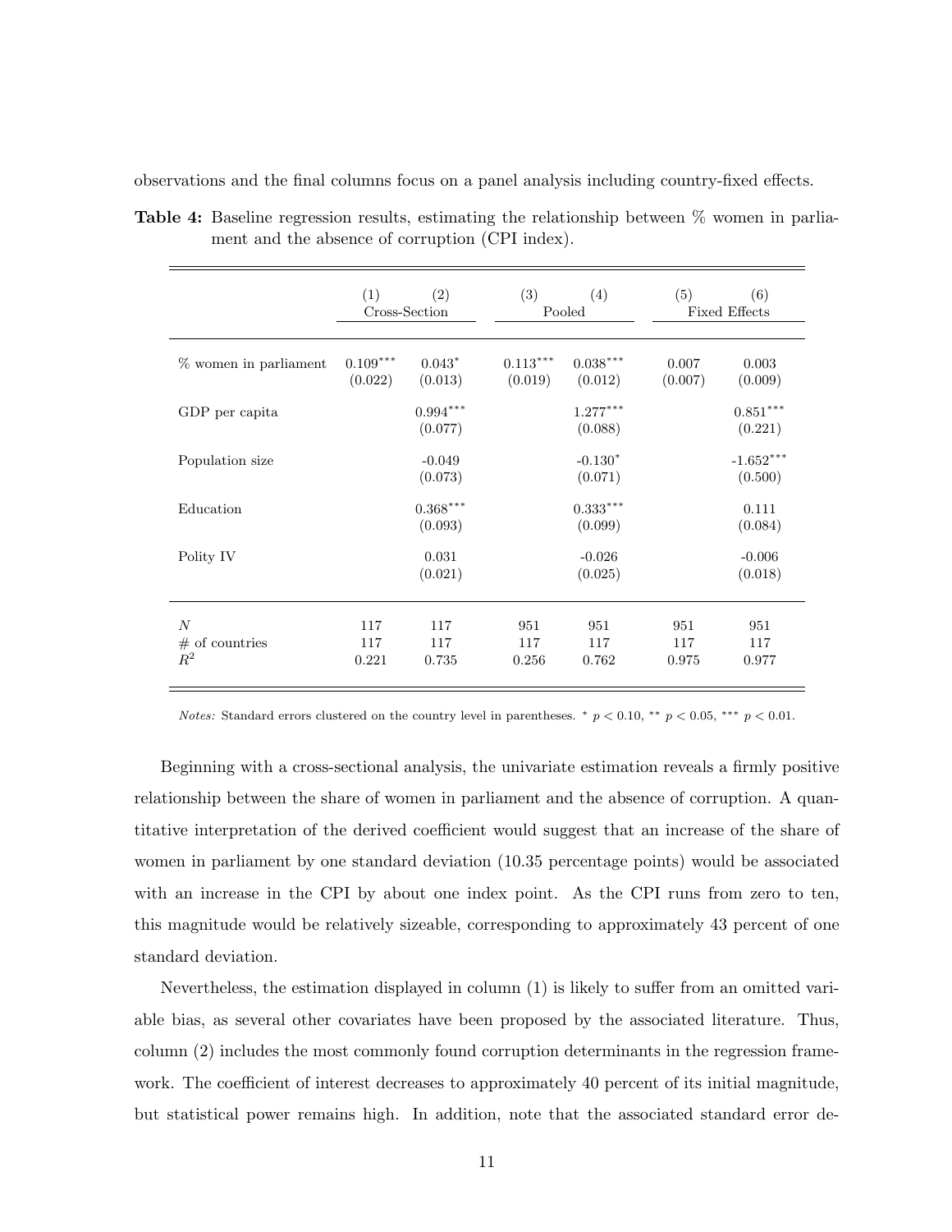observations and the final columns focus on a panel analysis including country-fixed effects.

**Table 4:** Baseline regression results, estimating the relationship between % women in parliament and the absence of corruption (CPI index).

| | (1) | (2) | (3) | (4) | (5) | (6) |
|---|---|---|---|---|---|---|
| | Cross-Section | | Pooled | | Fixed Effects | |
| % women in parliament | $0.109^{***}$ | $0.043^{*}$ | $0.113^{***}$ | $0.038^{***}$ | 0.007 | 0.003 |
| | (0.022) | (0.013) | (0.019) | (0.012) | (0.007) | (0.009) |
| GDP per capita | | $0.994^{***}$ | | $1.277^{***}$ | | $0.851^{***}$ |
| | | (0.077) | | (0.088) | | (0.221) |
| Population size | | -0.049 | | $-0.130^{*}$ | | $-1.652^{***}$ |
| | | (0.073) | | (0.071) | | (0.500) |
| Education | | $0.368^{***}$ | | $0.333^{***}$ | | 0.111 |
| | | (0.093) | | (0.099) | | (0.084) |
| Polity IV | | 0.031 | | -0.026 | | -0.006 |
| | | (0.021) | | (0.025) | | (0.018) |
| $N$ | 117 | 117 | 951 | 951 | 951 | 951 |
| # of countries | 117 | 117 | 117 | 117 | 117 | 117 |
| $R^2$ | 0.221 | 0.735 | 0.256 | 0.762 | 0.975 | 0.977 |

*Notes:* Standard errors clustered on the country level in parentheses. * $p < 0.10$, ** $p < 0.05$, *** $p < 0.01$.

Beginning with a cross-sectional analysis, the univariate estimation reveals a firmly positive relationship between the share of women in parliament and the absence of corruption. A quantitative interpretation of the derived coefficient would suggest that an increase of the share of women in parliament by one standard deviation (10.35 percentage points) would be associated with an increase in the CPI by about one index point. As the CPI runs from zero to ten, this magnitude would be relatively sizeable, corresponding to approximately 43 percent of one standard deviation.

Nevertheless, the estimation displayed in column (1) is likely to suffer from an omitted variable bias, as several other covariates have been proposed by the associated literature. Thus, column (2) includes the most commonly found corruption determinants in the regression framework. The coefficient of interest decreases to approximately 40 percent of its initial magnitude, but statistical power remains high. In addition, note that the associated standard error de-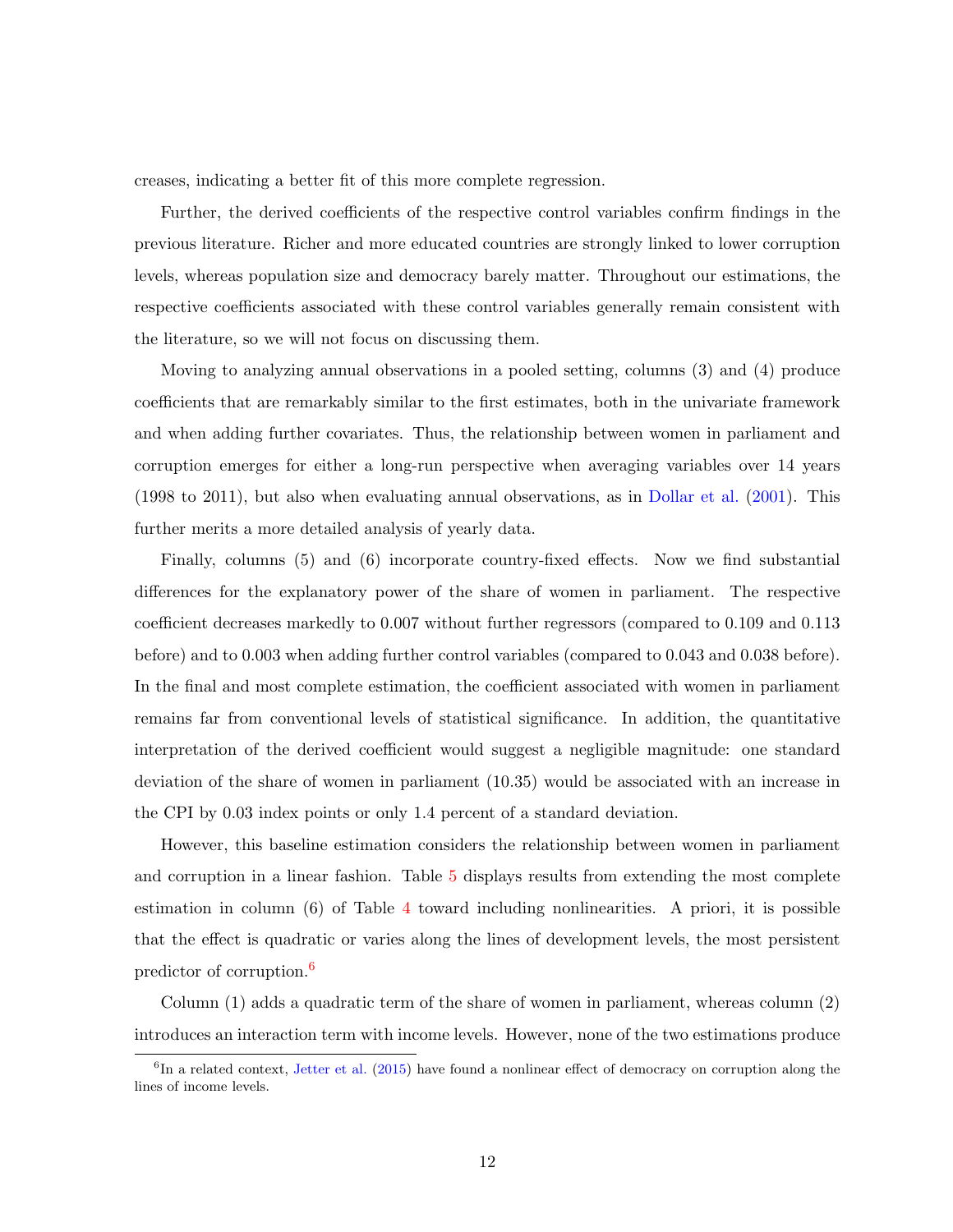creases, indicating a better fit of this more complete regression.

Further, the derived coefficients of the respective control variables confirm findings in the previous literature. Richer and more educated countries are strongly linked to lower corruption levels, whereas population size and democracy barely matter. Throughout our estimations, the respective coefficients associated with these control variables generally remain consistent with the literature, so we will not focus on discussing them.

Moving to analyzing annual observations in a pooled setting, columns (3) and (4) produce coefficients that are remarkably similar to the first estimates, both in the univariate framework and when adding further covariates. Thus, the relationship between women in parliament and corruption emerges for either a long-run perspective when averaging variables over 14 years (1998 to 2011), but also when evaluating annual observations, as in Dollar et al. (2001). This further merits a more detailed analysis of yearly data.

Finally, columns (5) and (6) incorporate country-fixed effects. Now we find substantial differences for the explanatory power of the share of women in parliament. The respective coefficient decreases markedly to 0.007 without further regressors (compared to 0.109 and 0.113 before) and to 0.003 when adding further control variables (compared to 0.043 and 0.038 before). In the final and most complete estimation, the coefficient associated with women in parliament remains far from conventional levels of statistical significance. In addition, the quantitative interpretation of the derived coefficient would suggest a negligible magnitude: one standard deviation of the share of women in parliament (10.35) would be associated with an increase in the CPI by 0.03 index points or only 1.4 percent of a standard deviation.

However, this baseline estimation considers the relationship between women in parliament and corruption in a linear fashion. Table 5 displays results from extending the most complete estimation in column (6) of Table 4 toward including nonlinearities. A priori, it is possible that the effect is quadratic or varies along the lines of development levels, the most persistent predictor of corruption.[6]

Column (1) adds a quadratic term of the share of women in parliament, whereas column (2) introduces an interaction term with income levels. However, none of the two estimations produce

[6] In a related context, Jetter et al. (2015) have found a nonlinear effect of democracy on corruption along the lines of income levels.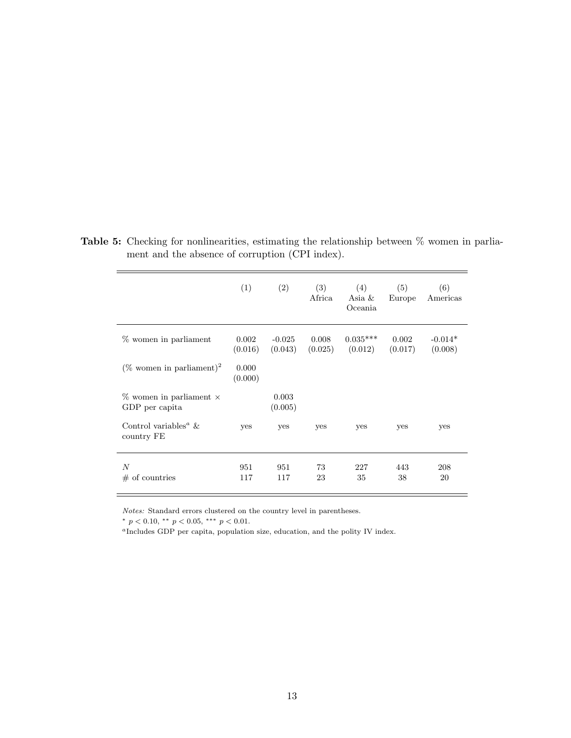**Table 5:** Checking for nonlinearities, estimating the relationship between % women in parliament and the absence of corruption (CPI index).

| | (1) | (2) | (3) Africa | (4) Asia & Oceania | (5) Europe | (6) Americas |
|---|---|---|---|---|---|---|
| % women in parliament | 0.002 (0.016) | -0.025 (0.043) | 0.008 (0.025) | 0.035*** (0.012) | 0.002 (0.017) | -0.014* (0.008) |
| (% women in parliament)$^2$ | 0.000 (0.000) | | | | | |
| % women in parliament × GDP per capita | | 0.003 (0.005) | | | | |
| Control variables[a] & country FE | yes | yes | yes | yes | yes | yes |
| $N$ | 951 | 951 | 73 | 227 | 443 | 208 |
| # of countries | 117 | 117 | 23 | 35 | 38 | 20 |

*Notes:* Standard errors clustered on the country level in parentheses.

* $p < 0.10$, ** $p < 0.05$, *** $p < 0.01$.

[a]Includes GDP per capita, population size, education, and the polity IV index.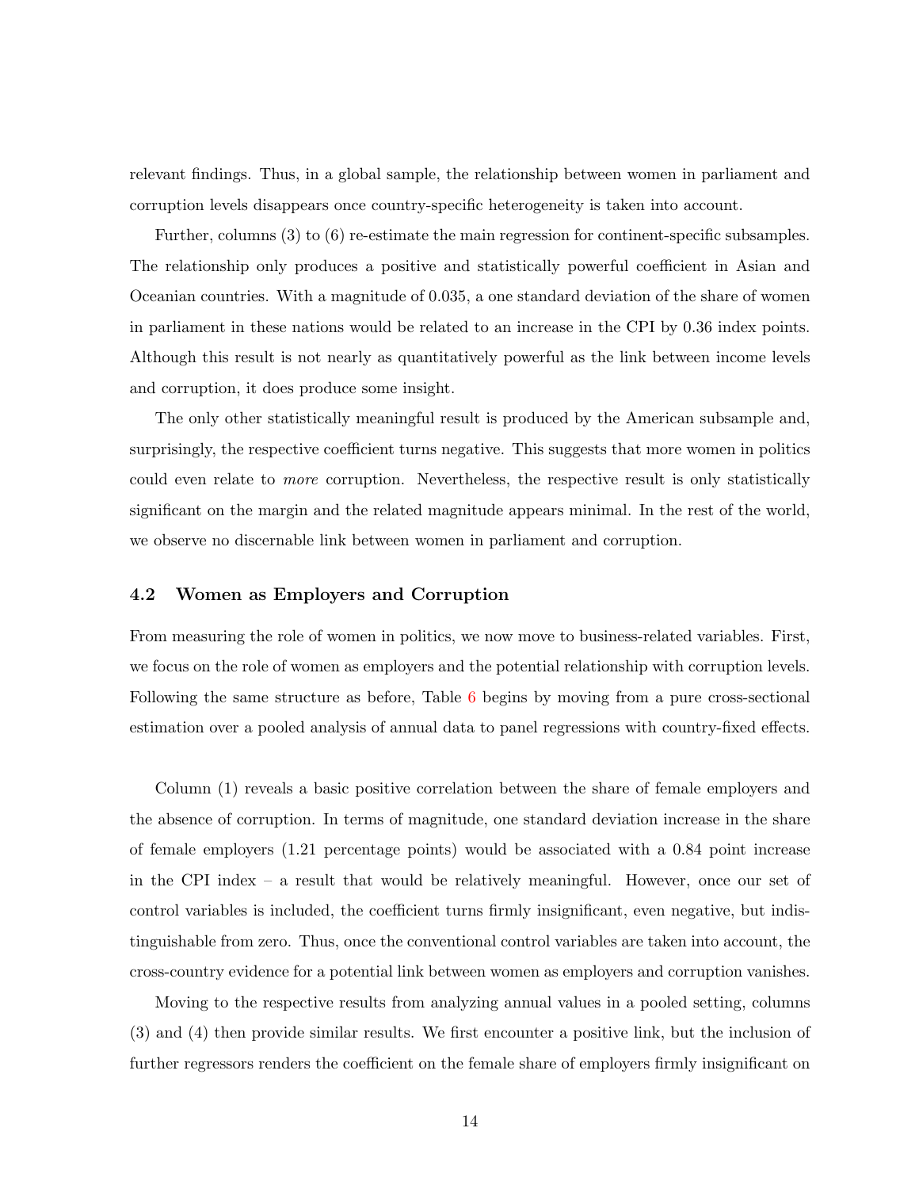relevant findings. Thus, in a global sample, the relationship between women in parliament and corruption levels disappears once country-specific heterogeneity is taken into account.

Further, columns (3) to (6) re-estimate the main regression for continent-specific subsamples. The relationship only produces a positive and statistically powerful coefficient in Asian and Oceanian countries. With a magnitude of 0.035, a one standard deviation of the share of women in parliament in these nations would be related to an increase in the CPI by 0.36 index points. Although this result is not nearly as quantitatively powerful as the link between income levels and corruption, it does produce some insight.

The only other statistically meaningful result is produced by the American subsample and, surprisingly, the respective coefficient turns negative. This suggests that more women in politics could even relate to *more* corruption. Nevertheless, the respective result is only statistically significant on the margin and the related magnitude appears minimal. In the rest of the world, we observe no discernable link between women in parliament and corruption.

### 4.2 Women as Employers and Corruption

From measuring the role of women in politics, we now move to business-related variables. First, we focus on the role of women as employers and the potential relationship with corruption levels. Following the same structure as before, Table 6 begins by moving from a pure cross-sectional estimation over a pooled analysis of annual data to panel regressions with country-fixed effects.

Column (1) reveals a basic positive correlation between the share of female employers and the absence of corruption. In terms of magnitude, one standard deviation increase in the share of female employers (1.21 percentage points) would be associated with a 0.84 point increase in the CPI index – a result that would be relatively meaningful. However, once our set of control variables is included, the coefficient turns firmly insignificant, even negative, but indistinguishable from zero. Thus, once the conventional control variables are taken into account, the cross-country evidence for a potential link between women as employers and corruption vanishes.

Moving to the respective results from analyzing annual values in a pooled setting, columns (3) and (4) then provide similar results. We first encounter a positive link, but the inclusion of further regressors renders the coefficient on the female share of employers firmly insignificant on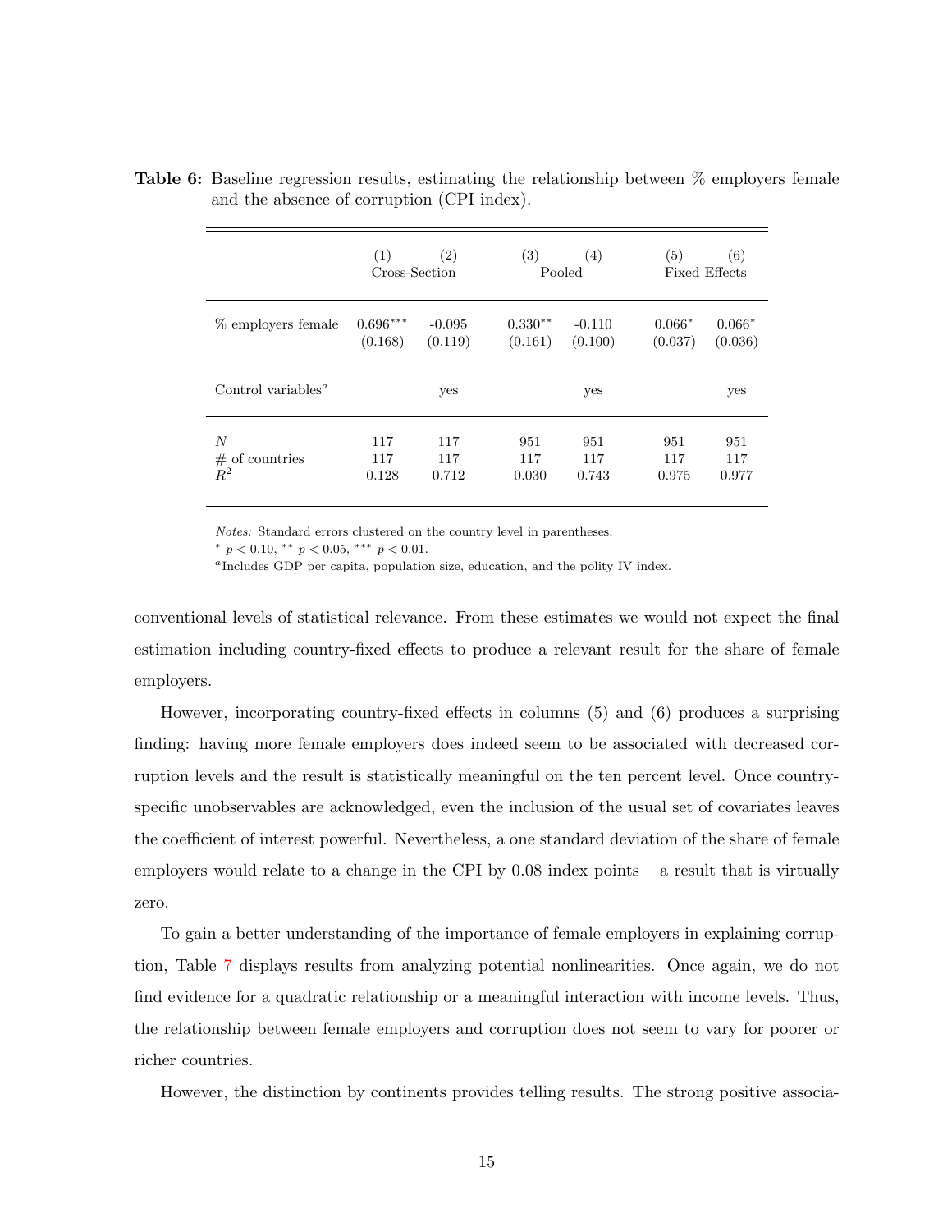**Table 6:** Baseline regression results, estimating the relationship between % employers female and the absence of corruption (CPI index).

| | (1) | (2) | (3) | (4) | (5) | (6) |
|---|---|---|---|---|---|---|
| | Cross-Section | | Pooled | | Fixed Effects | |
| % employers female | 0.696*** | -0.095 | 0.330** | -0.110 | 0.066* | 0.066* |
| | (0.168) | (0.119) | (0.161) | (0.100) | (0.037) | (0.036) |
| Control variables[a] | | yes | | yes | | yes |
| $N$ | 117 | 117 | 951 | 951 | 951 | 951 |
| # of countries | 117 | 117 | 117 | 117 | 117 | 117 |
| $R^2$ | 0.128 | 0.712 | 0.030 | 0.743 | 0.975 | 0.977 |

*Notes:* Standard errors clustered on the country level in parentheses.

* $p < 0.10$, ** $p < 0.05$, *** $p < 0.01$.

[a]Includes GDP per capita, population size, education, and the polity IV index.

conventional levels of statistical relevance. From these estimates we would not expect the final estimation including country-fixed effects to produce a relevant result for the share of female employers.

However, incorporating country-fixed effects in columns (5) and (6) produces a surprising finding: having more female employers does indeed seem to be associated with decreased corruption levels and the result is statistically meaningful on the ten percent level. Once country-specific unobservables are acknowledged, even the inclusion of the usual set of covariates leaves the coefficient of interest powerful. Nevertheless, a one standard deviation of the share of female employers would relate to a change in the CPI by 0.08 index points – a result that is virtually zero.

To gain a better understanding of the importance of female employers in explaining corruption, Table 7 displays results from analyzing potential nonlinearities. Once again, we do not find evidence for a quadratic relationship or a meaningful interaction with income levels. Thus, the relationship between female employers and corruption does not seem to vary for poorer or richer countries.

However, the distinction by continents provides telling results. The strong positive associa-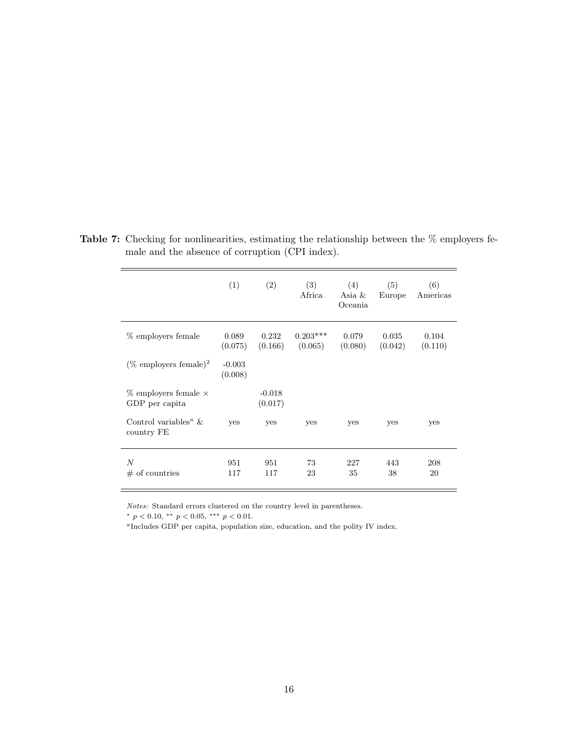**Table 7:** Checking for nonlinearities, estimating the relationship between the % employers female and the absence of corruption (CPI index).

| | (1) | (2) | (3) Africa | (4) Asia & Oceania | (5) Europe | (6) Americas |
|---|---|---|---|---|---|---|
| % employers female | 0.089 (0.075) | 0.232 (0.166) | 0.203*** (0.065) | 0.079 (0.080) | 0.035 (0.042) | 0.104 (0.110) |
| (% employers female)$^2$ | -0.003 (0.008) | | | | | |
| % employers female × GDP per capita | | -0.018 (0.017) | | | | |
| Control variables[a] & country FE | yes | yes | yes | yes | yes | yes |
| $N$ | 951 | 951 | 73 | 227 | 443 | 208 |
| # of countries | 117 | 117 | 23 | 35 | 38 | 20 |

*Notes:* Standard errors clustered on the country level in parentheses.

* $p < 0.10$, ** $p < 0.05$, *** $p < 0.01$.

[a] Includes GDP per capita, population size, education, and the polity IV index.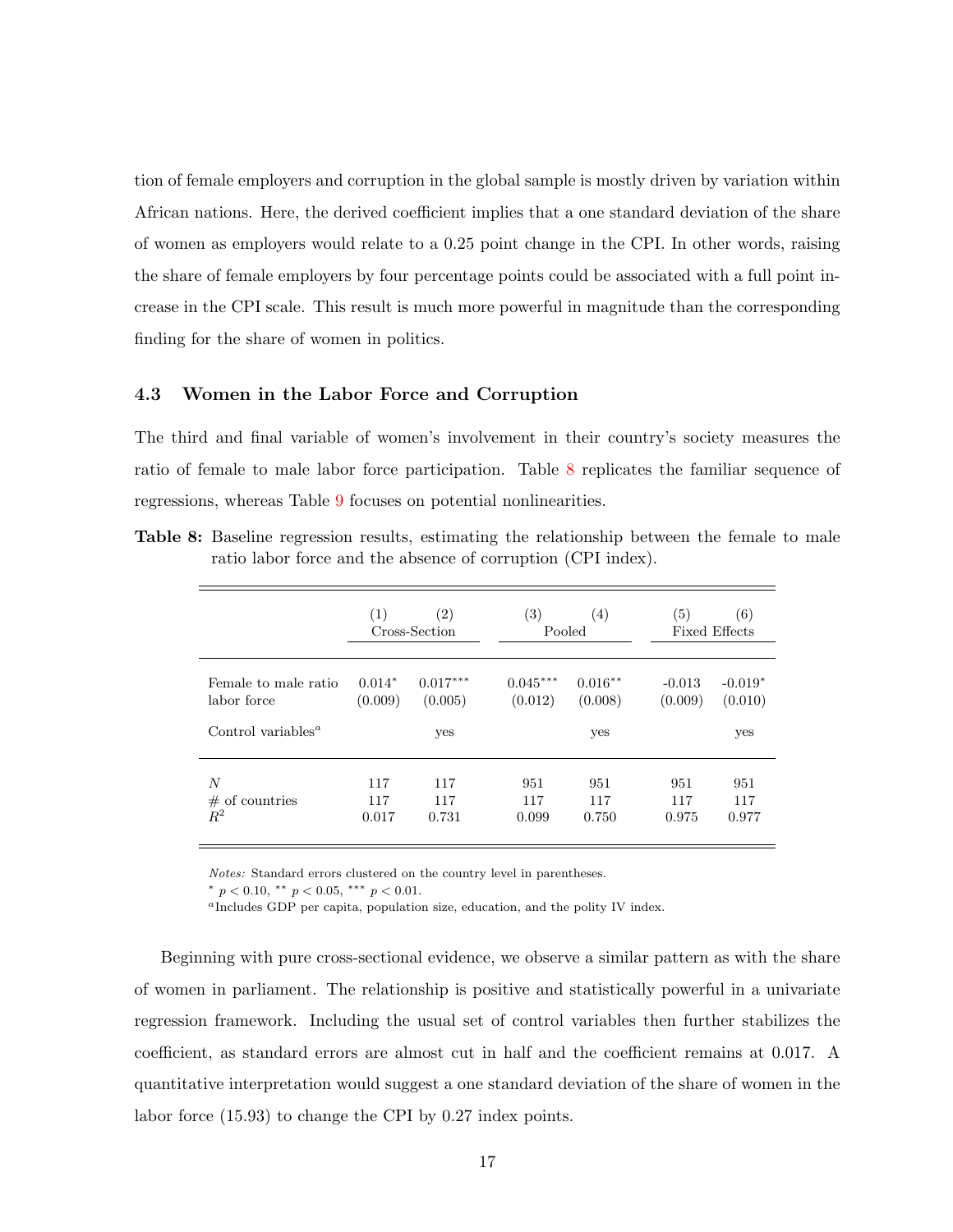tion of female employers and corruption in the global sample is mostly driven by variation within African nations. Here, the derived coefficient implies that a one standard deviation of the share of women as employers would relate to a 0.25 point change in the CPI. In other words, raising the share of female employers by four percentage points could be associated with a full point increase in the CPI scale. This result is much more powerful in magnitude than the corresponding finding for the share of women in politics.

### 4.3 Women in the Labor Force and Corruption

The third and final variable of women's involvement in their country's society measures the ratio of female to male labor force participation. Table 8 replicates the familiar sequence of regressions, whereas Table 9 focuses on potential nonlinearities.

**Table 8:** Baseline regression results, estimating the relationship between the female to male ratio labor force and the absence of corruption (CPI index).

| | (1) | (2) | (3) | (4) | (5) | (6) |
|---|---|---|---|---|---|---|
| | Cross-Section | | Pooled | | Fixed Effects | |
| Female to male ratio labor force | 0.014* | 0.017*** | 0.045*** | 0.016** | -0.013 | -0.019* |
| | (0.009) | (0.005) | (0.012) | (0.008) | (0.009) | (0.010) |
| Control variables[a] | | yes | | yes | | yes |
| $N$ | 117 | 117 | 951 | 951 | 951 | 951 |
| # of countries | 117 | 117 | 117 | 117 | 117 | 117 |
| $R^2$ | 0.017 | 0.731 | 0.099 | 0.750 | 0.975 | 0.977 |

*Notes:* Standard errors clustered on the country level in parentheses.
* $p < 0.10$, ** $p < 0.05$, *** $p < 0.01$.
[a]Includes GDP per capita, population size, education, and the polity IV index.

Beginning with pure cross-sectional evidence, we observe a similar pattern as with the share of women in parliament. The relationship is positive and statistically powerful in a univariate regression framework. Including the usual set of control variables then further stabilizes the coefficient, as standard errors are almost cut in half and the coefficient remains at 0.017. A quantitative interpretation would suggest a one standard deviation of the share of women in the labor force (15.93) to change the CPI by 0.27 index points.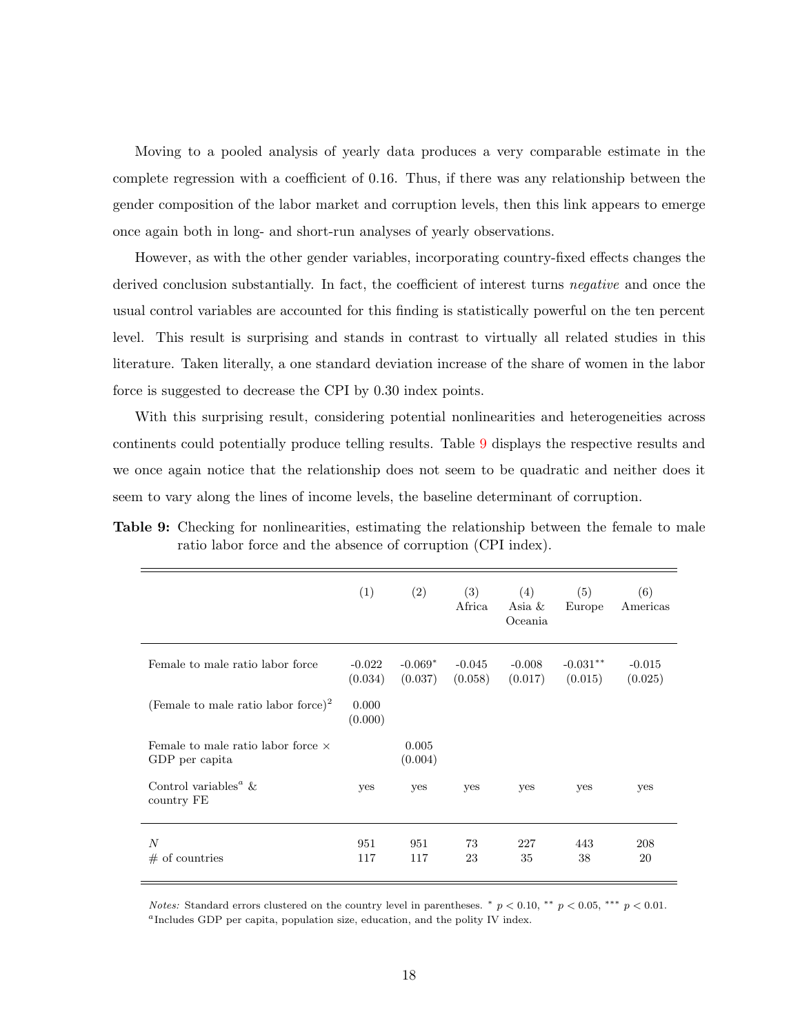Moving to a pooled analysis of yearly data produces a very comparable estimate in the complete regression with a coefficient of 0.16. Thus, if there was any relationship between the gender composition of the labor market and corruption levels, then this link appears to emerge once again both in long- and short-run analyses of yearly observations.

However, as with the other gender variables, incorporating country-fixed effects changes the derived conclusion substantially. In fact, the coefficient of interest turns *negative* and once the usual control variables are accounted for this finding is statistically powerful on the ten percent level. This result is surprising and stands in contrast to virtually all related studies in this literature. Taken literally, a one standard deviation increase of the share of women in the labor force is suggested to decrease the CPI by 0.30 index points.

With this surprising result, considering potential nonlinearities and heterogeneities across continents could potentially produce telling results. Table 9 displays the respective results and we once again notice that the relationship does not seem to be quadratic and neither does it seem to vary along the lines of income levels, the baseline determinant of corruption.

**Table 9:** Checking for nonlinearities, estimating the relationship between the female to male ratio labor force and the absence of corruption (CPI index).

| | (1) | (2) | (3) Africa | (4) Asia & Oceania | (5) Europe | (6) Americas |
|---|---|---|---|---|---|---|
| Female to male ratio labor force | -0.022 (0.034) | -0.069* (0.037) | -0.045 (0.058) | -0.008 (0.017) | -0.031** (0.015) | -0.015 (0.025) |
| (Female to male ratio labor force)$^2$ | 0.000 (0.000) | | | | | |
| Female to male ratio labor force × GDP per capita | | 0.005 (0.004) | | | | |
| Control variables[a] & country FE | yes | yes | yes | yes | yes | yes |
| $N$ | 951 | 951 | 73 | 227 | 443 | 208 |
| # of countries | 117 | 117 | 23 | 35 | 38 | 20 |

*Notes:* Standard errors clustered on the country level in parentheses. * $p < 0.10$, ** $p < 0.05$, *** $p < 0.01$.
[a]Includes GDP per capita, population size, education, and the polity IV index.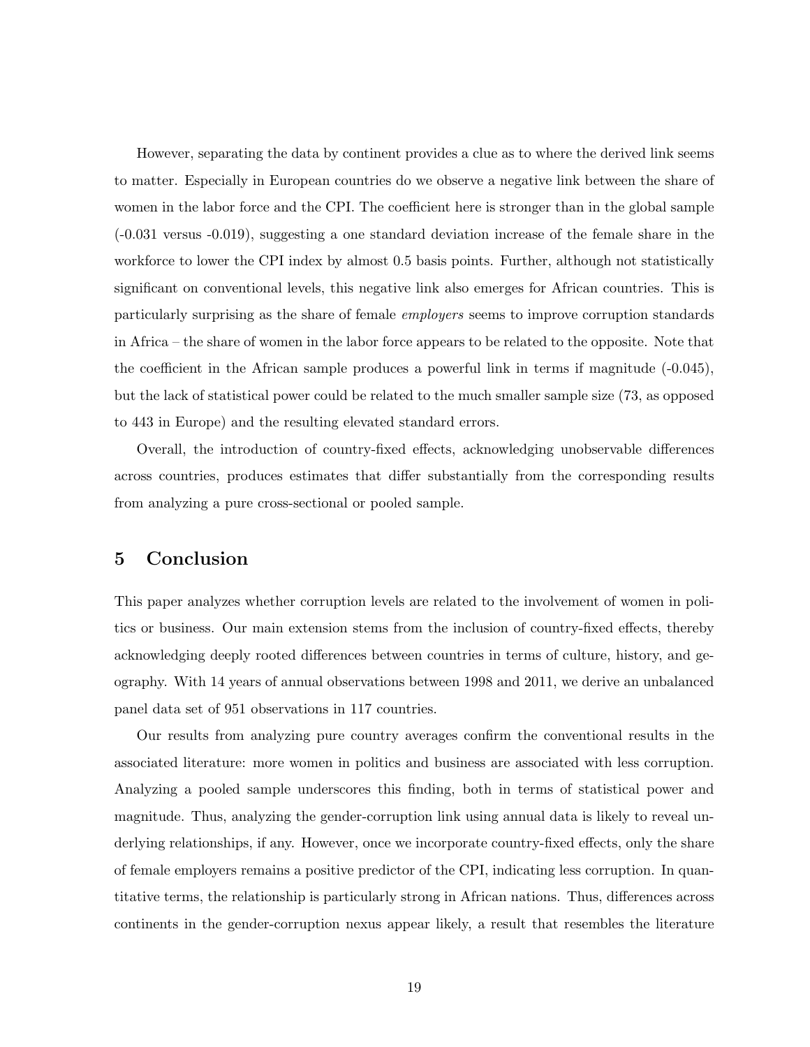However, separating the data by continent provides a clue as to where the derived link seems to matter. Especially in European countries do we observe a negative link between the share of women in the labor force and the CPI. The coefficient here is stronger than in the global sample (-0.031 versus -0.019), suggesting a one standard deviation increase of the female share in the workforce to lower the CPI index by almost 0.5 basis points. Further, although not statistically significant on conventional levels, this negative link also emerges for African countries. This is particularly surprising as the share of female *employers* seems to improve corruption standards in Africa – the share of women in the labor force appears to be related to the opposite. Note that the coefficient in the African sample produces a powerful link in terms if magnitude (-0.045), but the lack of statistical power could be related to the much smaller sample size (73, as opposed to 443 in Europe) and the resulting elevated standard errors.

Overall, the introduction of country-fixed effects, acknowledging unobservable differences across countries, produces estimates that differ substantially from the corresponding results from analyzing a pure cross-sectional or pooled sample.

## 5 Conclusion

This paper analyzes whether corruption levels are related to the involvement of women in politics or business. Our main extension stems from the inclusion of country-fixed effects, thereby acknowledging deeply rooted differences between countries in terms of culture, history, and geography. With 14 years of annual observations between 1998 and 2011, we derive an unbalanced panel data set of 951 observations in 117 countries.

Our results from analyzing pure country averages confirm the conventional results in the associated literature: more women in politics and business are associated with less corruption. Analyzing a pooled sample underscores this finding, both in terms of statistical power and magnitude. Thus, analyzing the gender-corruption link using annual data is likely to reveal underlying relationships, if any. However, once we incorporate country-fixed effects, only the share of female employers remains a positive predictor of the CPI, indicating less corruption. In quantitative terms, the relationship is particularly strong in African nations. Thus, differences across continents in the gender-corruption nexus appear likely, a result that resembles the literature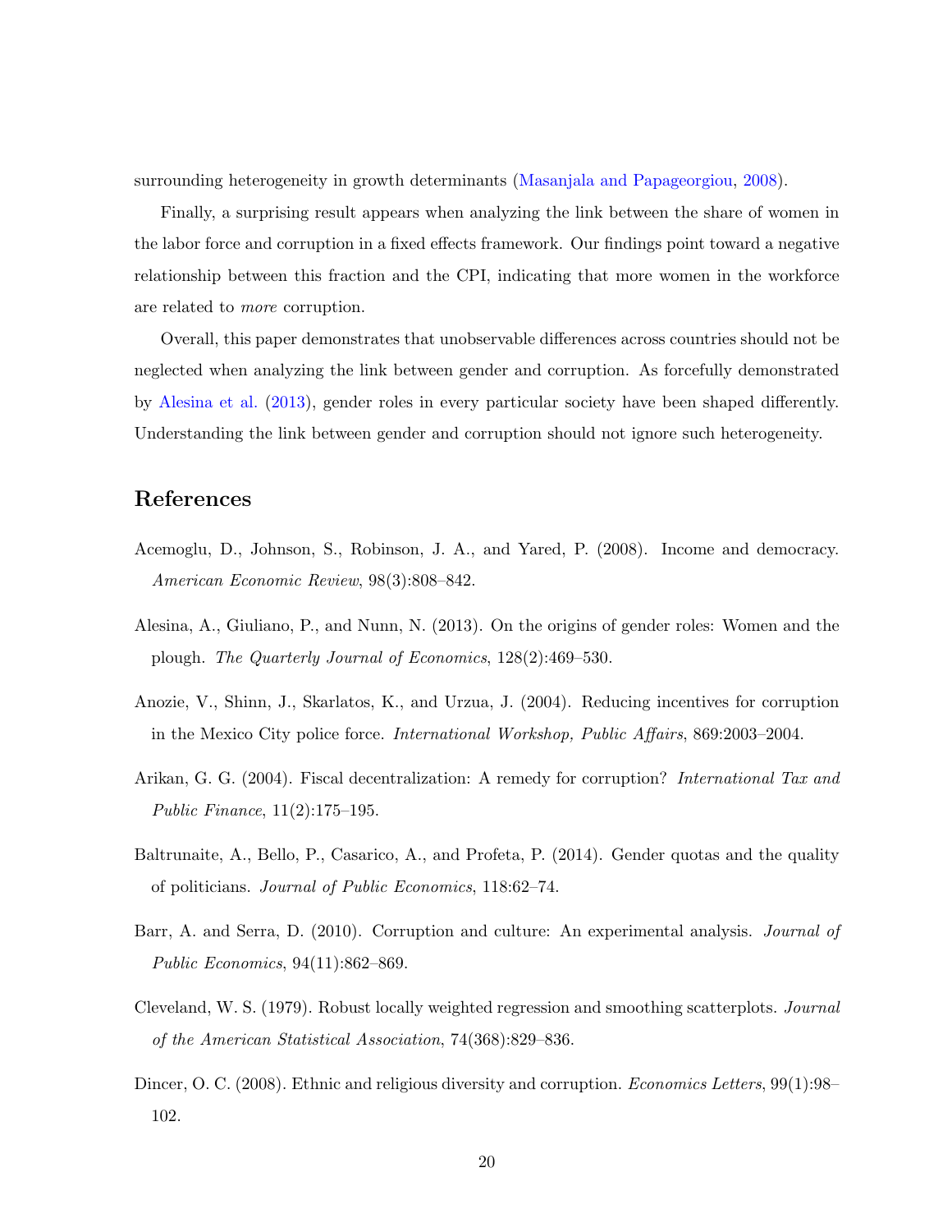surrounding heterogeneity in growth determinants (Masanjala and Papageorgiou, 2008).

Finally, a surprising result appears when analyzing the link between the share of women in the labor force and corruption in a fixed effects framework. Our findings point toward a negative relationship between this fraction and the CPI, indicating that more women in the workforce are related to *more* corruption.

Overall, this paper demonstrates that unobservable differences across countries should not be neglected when analyzing the link between gender and corruption. As forcefully demonstrated by Alesina et al. (2013), gender roles in every particular society have been shaped differently. Understanding the link between gender and corruption should not ignore such heterogeneity.

## References

Acemoglu, D., Johnson, S., Robinson, J. A., and Yared, P. (2008). Income and democracy. *American Economic Review*, 98(3):808–842.

Alesina, A., Giuliano, P., and Nunn, N. (2013). On the origins of gender roles: Women and the plough. *The Quarterly Journal of Economics*, 128(2):469–530.

Anozie, V., Shinn, J., Skarlatos, K., and Urzua, J. (2004). Reducing incentives for corruption in the Mexico City police force. *International Workshop, Public Affairs*, 869:2003–2004.

Arikan, G. G. (2004). Fiscal decentralization: A remedy for corruption? *International Tax and Public Finance*, 11(2):175–195.

Baltrunaite, A., Bello, P., Casarico, A., and Profeta, P. (2014). Gender quotas and the quality of politicians. *Journal of Public Economics*, 118:62–74.

Barr, A. and Serra, D. (2010). Corruption and culture: An experimental analysis. *Journal of Public Economics*, 94(11):862–869.

Cleveland, W. S. (1979). Robust locally weighted regression and smoothing scatterplots. *Journal of the American Statistical Association*, 74(368):829–836.

Dincer, O. C. (2008). Ethnic and religious diversity and corruption. *Economics Letters*, 99(1):98–102.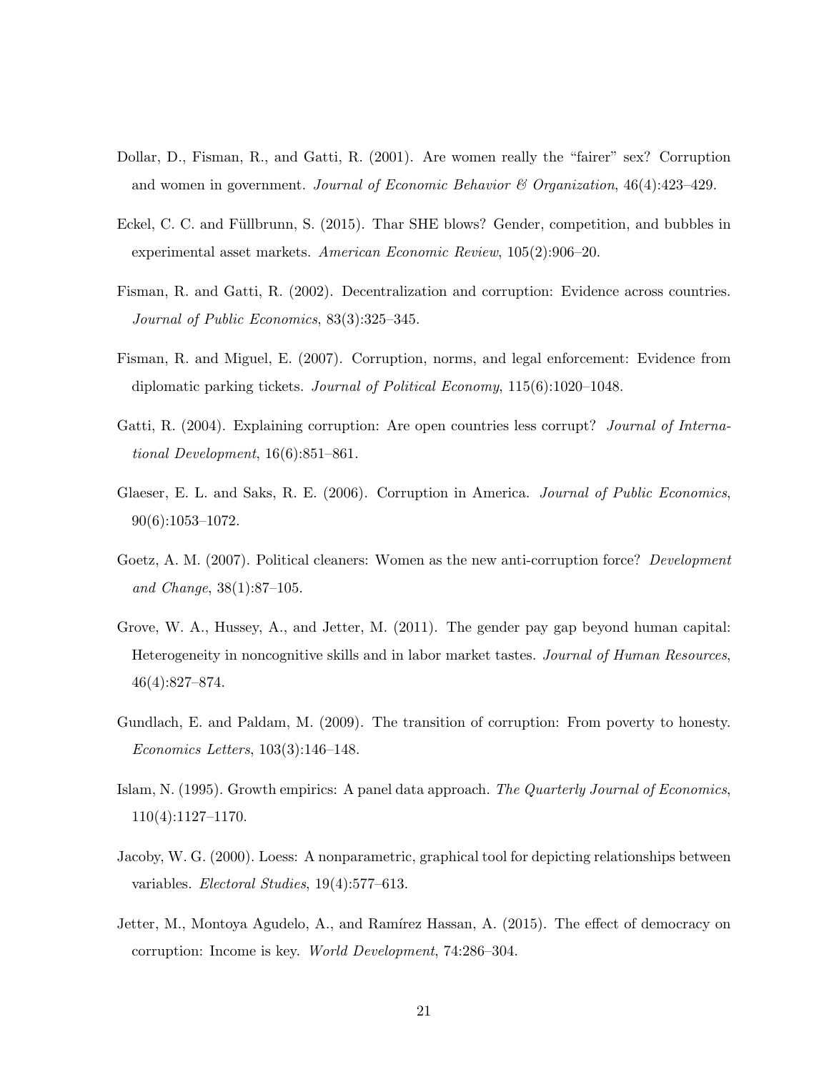Dollar, D., Fisman, R., and Gatti, R. (2001). Are women really the "fairer" sex? Corruption and women in government. *Journal of Economic Behavior & Organization*, 46(4):423–429.

Eckel, C. C. and Füllbrunn, S. (2015). Thar SHE blows? Gender, competition, and bubbles in experimental asset markets. *American Economic Review*, 105(2):906–20.

Fisman, R. and Gatti, R. (2002). Decentralization and corruption: Evidence across countries. *Journal of Public Economics*, 83(3):325–345.

Fisman, R. and Miguel, E. (2007). Corruption, norms, and legal enforcement: Evidence from diplomatic parking tickets. *Journal of Political Economy*, 115(6):1020–1048.

Gatti, R. (2004). Explaining corruption: Are open countries less corrupt? *Journal of International Development*, 16(6):851–861.

Glaeser, E. L. and Saks, R. E. (2006). Corruption in America. *Journal of Public Economics*, 90(6):1053–1072.

Goetz, A. M. (2007). Political cleaners: Women as the new anti-corruption force? *Development and Change*, 38(1):87–105.

Grove, W. A., Hussey, A., and Jetter, M. (2011). The gender pay gap beyond human capital: Heterogeneity in noncognitive skills and in labor market tastes. *Journal of Human Resources*, 46(4):827–874.

Gundlach, E. and Paldam, M. (2009). The transition of corruption: From poverty to honesty. *Economics Letters*, 103(3):146–148.

Islam, N. (1995). Growth empirics: A panel data approach. *The Quarterly Journal of Economics*, 110(4):1127–1170.

Jacoby, W. G. (2000). Loess: A nonparametric, graphical tool for depicting relationships between variables. *Electoral Studies*, 19(4):577–613.

Jetter, M., Montoya Agudelo, A., and Ramírez Hassan, A. (2015). The effect of democracy on corruption: Income is key. *World Development*, 74:286–304.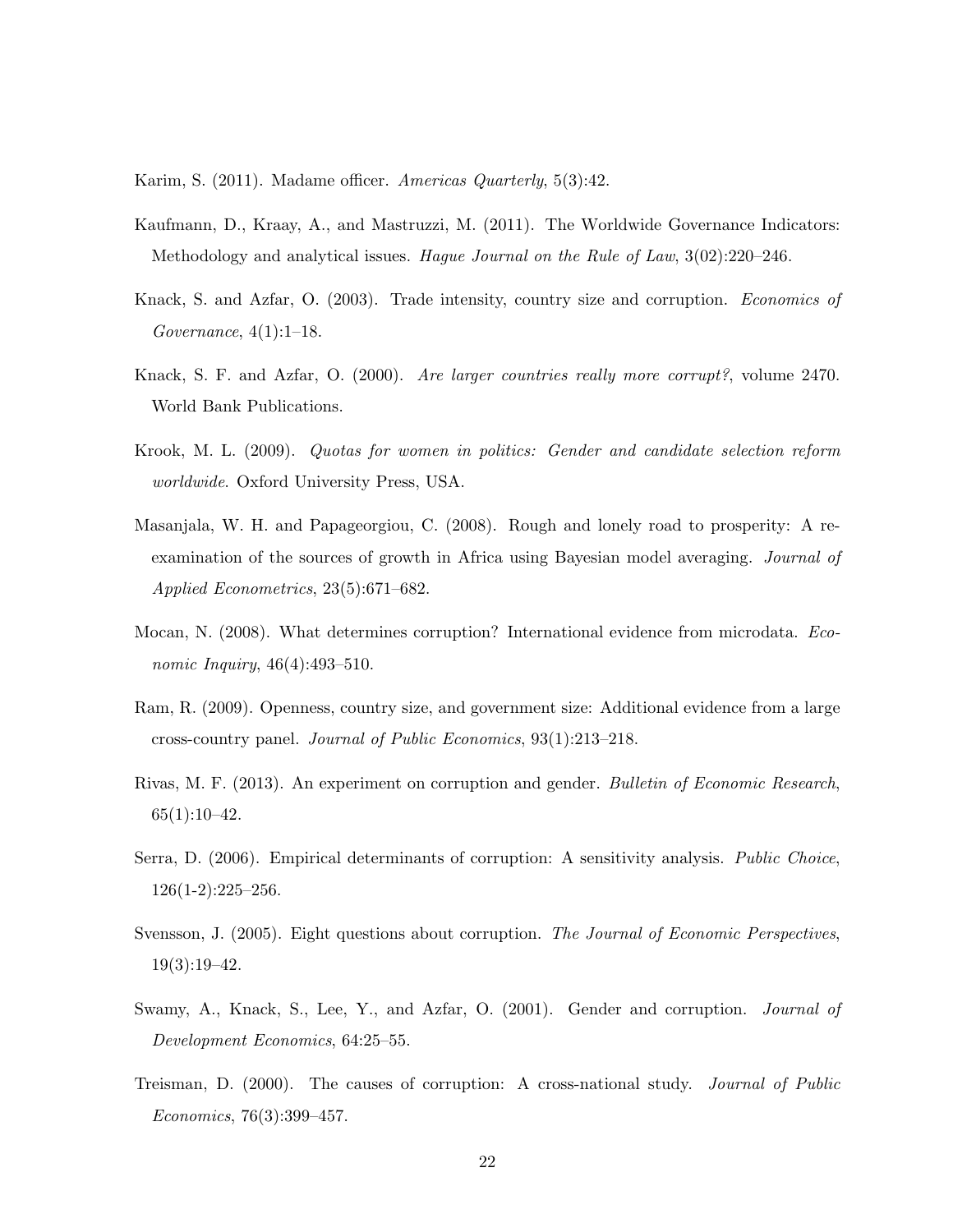Karim, S. (2011). Madame officer. *Americas Quarterly*, 5(3):42.

Kaufmann, D., Kraay, A., and Mastruzzi, M. (2011). The Worldwide Governance Indicators: Methodology and analytical issues. *Hague Journal on the Rule of Law*, 3(02):220–246.

Knack, S. and Azfar, O. (2003). Trade intensity, country size and corruption. *Economics of Governance*, 4(1):1–18.

Knack, S. F. and Azfar, O. (2000). *Are larger countries really more corrupt?*, volume 2470. World Bank Publications.

Krook, M. L. (2009). *Quotas for women in politics: Gender and candidate selection reform worldwide*. Oxford University Press, USA.

Masanjala, W. H. and Papageorgiou, C. (2008). Rough and lonely road to prosperity: A reexamination of the sources of growth in Africa using Bayesian model averaging. *Journal of Applied Econometrics*, 23(5):671–682.

Mocan, N. (2008). What determines corruption? International evidence from microdata. *Economic Inquiry*, 46(4):493–510.

Ram, R. (2009). Openness, country size, and government size: Additional evidence from a large cross-country panel. *Journal of Public Economics*, 93(1):213–218.

Rivas, M. F. (2013). An experiment on corruption and gender. *Bulletin of Economic Research*, 65(1):10–42.

Serra, D. (2006). Empirical determinants of corruption: A sensitivity analysis. *Public Choice*, 126(1-2):225–256.

Svensson, J. (2005). Eight questions about corruption. *The Journal of Economic Perspectives*, 19(3):19–42.

Swamy, A., Knack, S., Lee, Y., and Azfar, O. (2001). Gender and corruption. *Journal of Development Economics*, 64:25–55.

Treisman, D. (2000). The causes of corruption: A cross-national study. *Journal of Public Economics*, 76(3):399–457.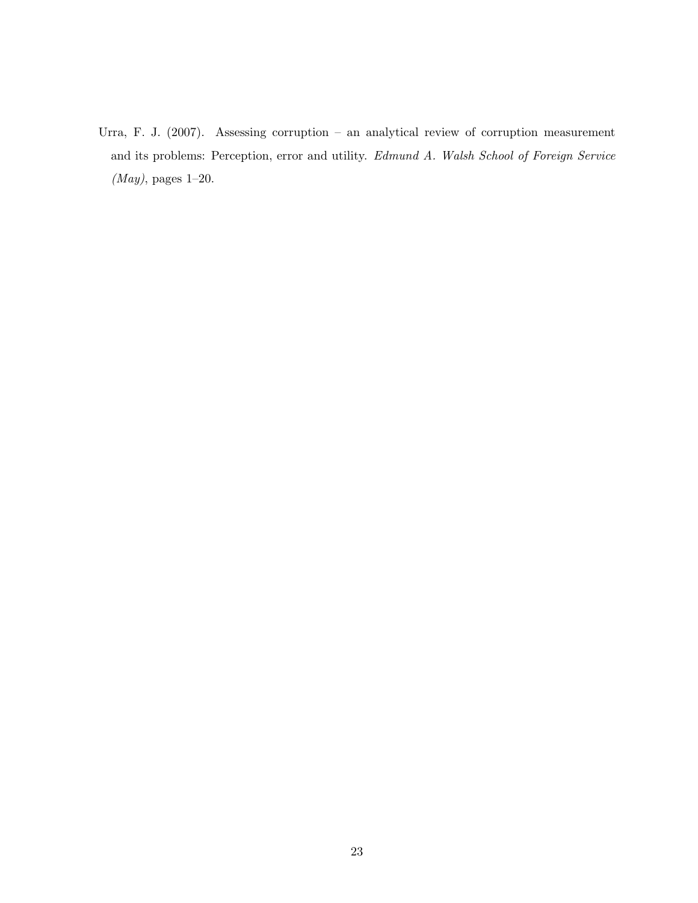Urra, F. J. (2007). Assessing corruption – an analytical review of corruption measurement and its problems: Perception, error and utility. *Edmund A. Walsh School of Foreign Service (May)*, pages 1–20.